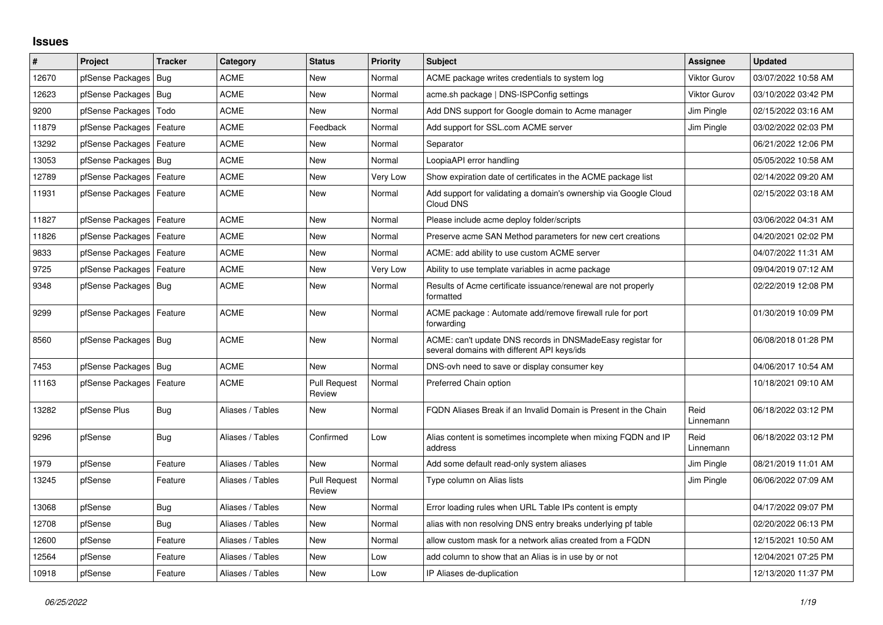# Issues

| # | Project | Tracker | Category | Status | Priority | Subject | Assignee | Updated |
|---|---|---|---|---|---|---|---|---|
| 12670 | pfSense Packages | Bug | ACME | New | Normal | ACME package writes credentials to system log | Viktor Gurov | 03/07/2022 10:58 AM |
| 12623 | pfSense Packages | Bug | ACME | New | Normal | acme.sh package \| DNS-ISPConfig settings | Viktor Gurov | 03/10/2022 03:42 PM |
| 9200 | pfSense Packages | Todo | ACME | New | Normal | Add DNS support for Google domain to Acme manager | Jim Pingle | 02/15/2022 03:16 AM |
| 11879 | pfSense Packages | Feature | ACME | Feedback | Normal | Add support for SSL.com ACME server | Jim Pingle | 03/02/2022 02:03 PM |
| 13292 | pfSense Packages | Feature | ACME | New | Normal | Separator | | 06/21/2022 12:06 PM |
| 13053 | pfSense Packages | Bug | ACME | New | Normal | LoopiaAPI error handling | | 05/05/2022 10:58 AM |
| 12789 | pfSense Packages | Feature | ACME | New | Very Low | Show expiration date of certificates in the ACME package list | | 02/14/2022 09:20 AM |
| 11931 | pfSense Packages | Feature | ACME | New | Normal | Add support for validating a domain's ownership via Google Cloud Cloud DNS | | 02/15/2022 03:18 AM |
| 11827 | pfSense Packages | Feature | ACME | New | Normal | Please include acme deploy folder/scripts | | 03/06/2022 04:31 AM |
| 11826 | pfSense Packages | Feature | ACME | New | Normal | Preserve acme SAN Method parameters for new cert creations | | 04/20/2021 02:02 PM |
| 9833 | pfSense Packages | Feature | ACME | New | Normal | ACME: add ability to use custom ACME server | | 04/07/2022 11:31 AM |
| 9725 | pfSense Packages | Feature | ACME | New | Very Low | Ability to use template variables in acme package | | 09/04/2019 07:12 AM |
| 9348 | pfSense Packages | Bug | ACME | New | Normal | Results of Acme certificate issuance/renewal are not properly formatted | | 02/22/2019 12:08 PM |
| 9299 | pfSense Packages | Feature | ACME | New | Normal | ACME package : Automate add/remove firewall rule for port forwarding | | 01/30/2019 10:09 PM |
| 8560 | pfSense Packages | Bug | ACME | New | Normal | ACME: can't update DNS records in DNSMadeEasy registar for several domains with different API keys/ids | | 06/08/2018 01:28 PM |
| 7453 | pfSense Packages | Bug | ACME | New | Normal | DNS-ovh need to save or display consumer key | | 04/06/2017 10:54 AM |
| 11163 | pfSense Packages | Feature | ACME | Pull Request Review | Normal | Preferred Chain option | | 10/18/2021 09:10 AM |
| 13282 | pfSense Plus | Bug | Aliases / Tables | New | Normal | FQDN Aliases Break if an Invalid Domain is Present in the Chain | Reid Linnemann | 06/18/2022 03:12 PM |
| 9296 | pfSense | Bug | Aliases / Tables | Confirmed | Low | Alias content is sometimes incomplete when mixing FQDN and IP address | Reid Linnemann | 06/18/2022 03:12 PM |
| 1979 | pfSense | Feature | Aliases / Tables | New | Normal | Add some default read-only system aliases | Jim Pingle | 08/21/2019 11:01 AM |
| 13245 | pfSense | Feature | Aliases / Tables | Pull Request Review | Normal | Type column on Alias lists | Jim Pingle | 06/06/2022 07:09 AM |
| 13068 | pfSense | Bug | Aliases / Tables | New | Normal | Error loading rules when URL Table IPs content is empty | | 04/17/2022 09:07 PM |
| 12708 | pfSense | Bug | Aliases / Tables | New | Normal | alias with non resolving DNS entry breaks underlying pf table | | 02/20/2022 06:13 PM |
| 12600 | pfSense | Feature | Aliases / Tables | New | Normal | allow custom mask for a network alias created from a FQDN | | 12/15/2021 10:50 AM |
| 12564 | pfSense | Feature | Aliases / Tables | New | Low | add column to show that an Alias is in use by or not | | 12/04/2021 07:25 PM |
| 10918 | pfSense | Feature | Aliases / Tables | New | Low | IP Aliases de-duplication | | 12/13/2020 11:37 PM |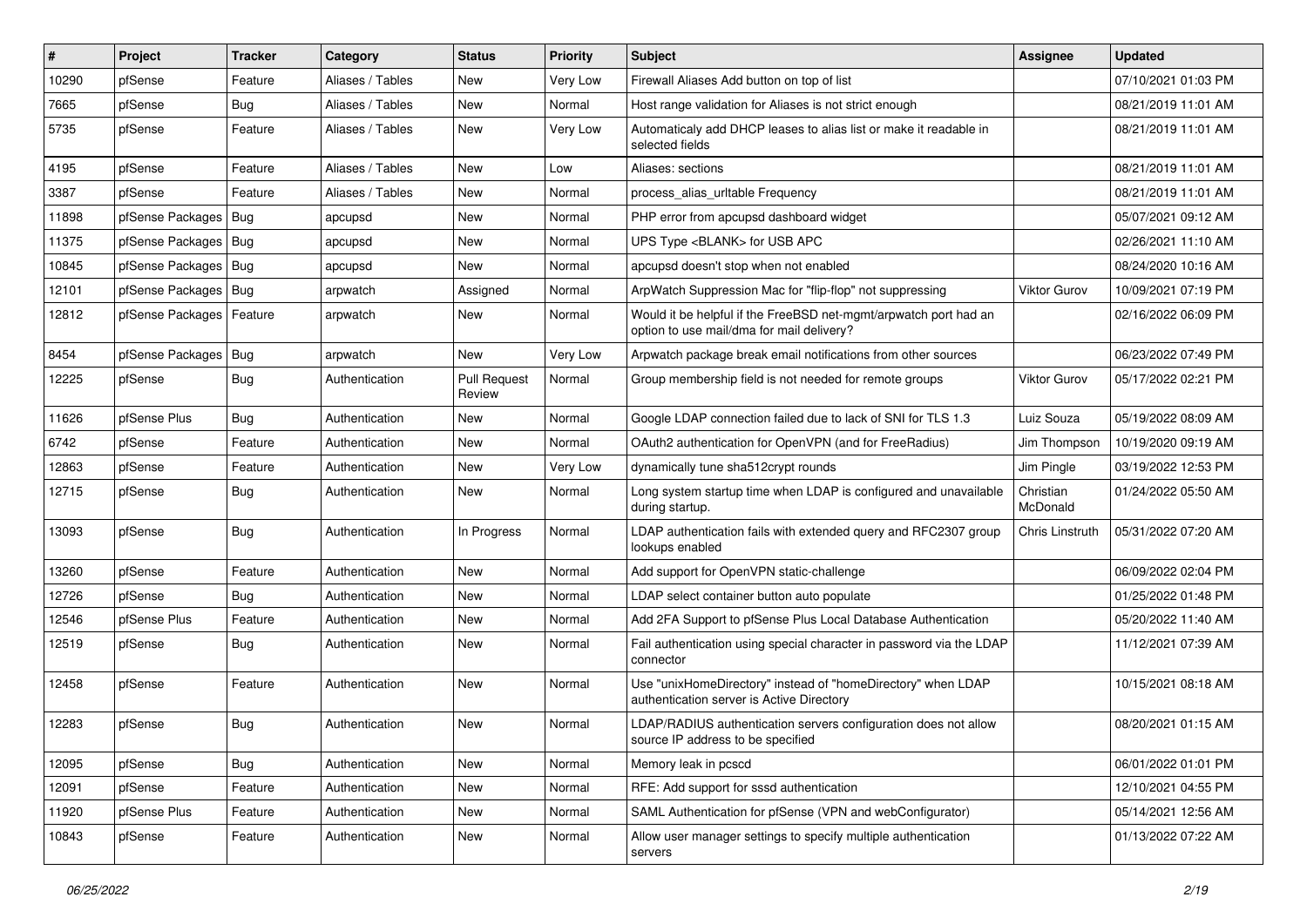| # | Project | Tracker | Category | Status | Priority | Subject | Assignee | Updated |
|---|---|---|---|---|---|---|---|---|
| 10290 | pfSense | Feature | Aliases / Tables | New | Very Low | Firewall Aliases Add button on top of list | | 07/10/2021 01:03 PM |
| 7665 | pfSense | Bug | Aliases / Tables | New | Normal | Host range validation for Aliases is not strict enough | | 08/21/2019 11:01 AM |
| 5735 | pfSense | Feature | Aliases / Tables | New | Very Low | Automaticaly add DHCP leases to alias list or make it readable in selected fields | | 08/21/2019 11:01 AM |
| 4195 | pfSense | Feature | Aliases / Tables | New | Low | Aliases: sections | | 08/21/2019 11:01 AM |
| 3387 | pfSense | Feature | Aliases / Tables | New | Normal | process_alias_urltable Frequency | | 08/21/2019 11:01 AM |
| 11898 | pfSense Packages | Bug | apcupsd | New | Normal | PHP error from apcupsd dashboard widget | | 05/07/2021 09:12 AM |
| 11375 | pfSense Packages | Bug | apcupsd | New | Normal | UPS Type <BLANK> for USB APC | | 02/26/2021 11:10 AM |
| 10845 | pfSense Packages | Bug | apcupsd | New | Normal | apcupsd doesn't stop when not enabled | | 08/24/2020 10:16 AM |
| 12101 | pfSense Packages | Bug | arpwatch | Assigned | Normal | ArpWatch Suppression Mac for "flip-flop" not suppressing | Viktor Gurov | 10/09/2021 07:19 PM |
| 12812 | pfSense Packages | Feature | arpwatch | New | Normal | Would it be helpful if the FreeBSD net-mgmt/arpwatch port had an option to use mail/dma for mail delivery? | | 02/16/2022 06:09 PM |
| 8454 | pfSense Packages | Bug | arpwatch | New | Very Low | Arpwatch package break email notifications from other sources | | 06/23/2022 07:49 PM |
| 12225 | pfSense | Bug | Authentication | Pull Request Review | Normal | Group membership field is not needed for remote groups | Viktor Gurov | 05/17/2022 02:21 PM |
| 11626 | pfSense Plus | Bug | Authentication | New | Normal | Google LDAP connection failed due to lack of SNI for TLS 1.3 | Luiz Souza | 05/19/2022 08:09 AM |
| 6742 | pfSense | Feature | Authentication | New | Normal | OAuth2 authentication for OpenVPN (and for FreeRadius) | Jim Thompson | 10/19/2020 09:19 AM |
| 12863 | pfSense | Feature | Authentication | New | Very Low | dynamically tune sha512crypt rounds | Jim Pingle | 03/19/2022 12:53 PM |
| 12715 | pfSense | Bug | Authentication | New | Normal | Long system startup time when LDAP is configured and unavailable during startup. | Christian McDonald | 01/24/2022 05:50 AM |
| 13093 | pfSense | Bug | Authentication | In Progress | Normal | LDAP authentication fails with extended query and RFC2307 group lookups enabled | Chris Linstruth | 05/31/2022 07:20 AM |
| 13260 | pfSense | Feature | Authentication | New | Normal | Add support for OpenVPN static-challenge | | 06/09/2022 02:04 PM |
| 12726 | pfSense | Bug | Authentication | New | Normal | LDAP select container button auto populate | | 01/25/2022 01:48 PM |
| 12546 | pfSense Plus | Feature | Authentication | New | Normal | Add 2FA Support to pfSense Plus Local Database Authentication | | 05/20/2022 11:40 AM |
| 12519 | pfSense | Bug | Authentication | New | Normal | Fail authentication using special character in password via the LDAP connector | | 11/12/2021 07:39 AM |
| 12458 | pfSense | Feature | Authentication | New | Normal | Use "unixHomeDirectory" instead of "homeDirectory" when LDAP authentication server is Active Directory | | 10/15/2021 08:18 AM |
| 12283 | pfSense | Bug | Authentication | New | Normal | LDAP/RADIUS authentication servers configuration does not allow source IP address to be specified | | 08/20/2021 01:15 AM |
| 12095 | pfSense | Bug | Authentication | New | Normal | Memory leak in pcscd | | 06/01/2022 01:01 PM |
| 12091 | pfSense | Feature | Authentication | New | Normal | RFE: Add support for sssd authentication | | 12/10/2021 04:55 PM |
| 11920 | pfSense Plus | Feature | Authentication | New | Normal | SAML Authentication for pfSense (VPN and webConfigurator) | | 05/14/2021 12:56 AM |
| 10843 | pfSense | Feature | Authentication | New | Normal | Allow user manager settings to specify multiple authentication servers | | 01/13/2022 07:22 AM |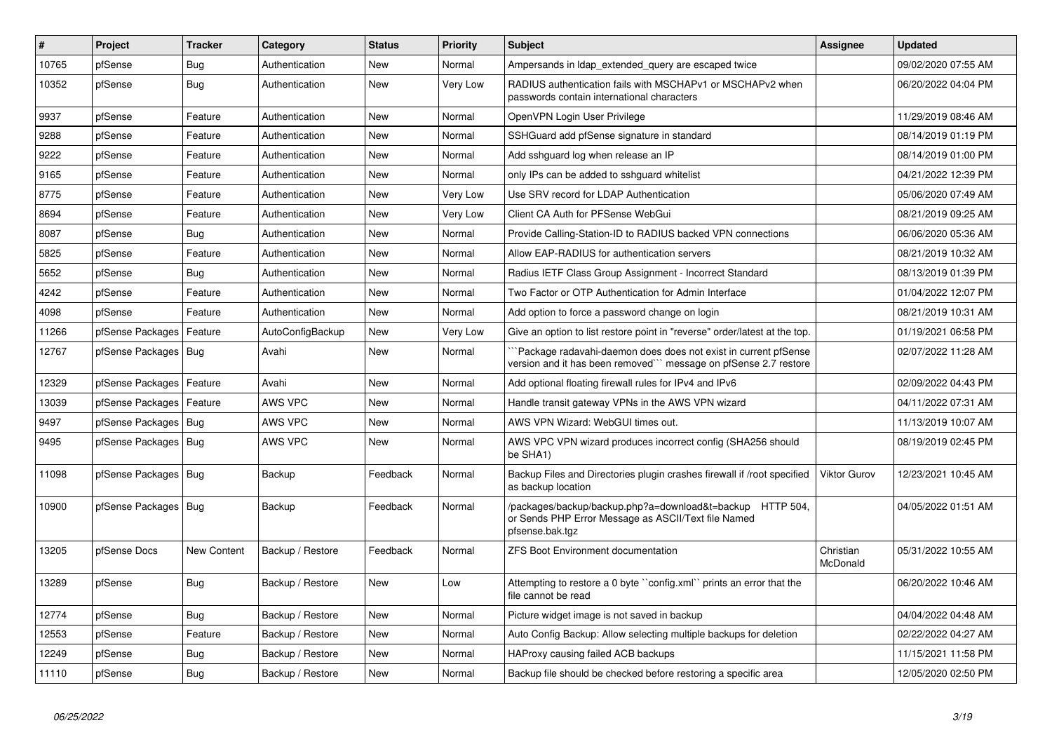| # | Project | Tracker | Category | Status | Priority | Subject | Assignee | Updated |
|---|---|---|---|---|---|---|---|---|
| 10765 | pfSense | Bug | Authentication | New | Normal | Ampersands in ldap_extended_query are escaped twice | | 09/02/2020 07:55 AM |
| 10352 | pfSense | Bug | Authentication | New | Very Low | RADIUS authentication fails with MSCHAPv1 or MSCHAPv2 when passwords contain international characters | | 06/20/2022 04:04 PM |
| 9937 | pfSense | Feature | Authentication | New | Normal | OpenVPN Login User Privilege | | 11/29/2019 08:46 AM |
| 9288 | pfSense | Feature | Authentication | New | Normal | SSHGuard add pfSense signature in standard | | 08/14/2019 01:19 PM |
| 9222 | pfSense | Feature | Authentication | New | Normal | Add sshguard log when release an IP | | 08/14/2019 01:00 PM |
| 9165 | pfSense | Feature | Authentication | New | Normal | only IPs can be added to sshguard whitelist | | 04/21/2022 12:39 PM |
| 8775 | pfSense | Feature | Authentication | New | Very Low | Use SRV record for LDAP Authentication | | 05/06/2020 07:49 AM |
| 8694 | pfSense | Feature | Authentication | New | Very Low | Client CA Auth for PFSense WebGui | | 08/21/2019 09:25 AM |
| 8087 | pfSense | Bug | Authentication | New | Normal | Provide Calling-Station-ID to RADIUS backed VPN connections | | 06/06/2020 05:36 AM |
| 5825 | pfSense | Feature | Authentication | New | Normal | Allow EAP-RADIUS for authentication servers | | 08/21/2019 10:32 AM |
| 5652 | pfSense | Bug | Authentication | New | Normal | Radius IETF Class Group Assignment - Incorrect Standard | | 08/13/2019 01:39 PM |
| 4242 | pfSense | Feature | Authentication | New | Normal | Two Factor or OTP Authentication for Admin Interface | | 01/04/2022 12:07 PM |
| 4098 | pfSense | Feature | Authentication | New | Normal | Add option to force a password change on login | | 08/21/2019 10:31 AM |
| 11266 | pfSense Packages | Feature | AutoConfigBackup | New | Very Low | Give an option to list restore point in "reverse" order/latest at the top. | | 01/19/2021 06:58 PM |
| 12767 | pfSense Packages | Bug | Avahi | New | Normal | ```Package radavahi-daemon does does not exist in current pfSense version and it has been removed``` message on pfSense 2.7 restore | | 02/07/2022 11:28 AM |
| 12329 | pfSense Packages | Feature | Avahi | New | Normal | Add optional floating firewall rules for IPv4 and IPv6 | | 02/09/2022 04:43 PM |
| 13039 | pfSense Packages | Feature | AWS VPC | New | Normal | Handle transit gateway VPNs in the AWS VPN wizard | | 04/11/2022 07:31 AM |
| 9497 | pfSense Packages | Bug | AWS VPC | New | Normal | AWS VPN Wizard: WebGUI times out. | | 11/13/2019 10:07 AM |
| 9495 | pfSense Packages | Bug | AWS VPC | New | Normal | AWS VPC VPN wizard produces incorrect config (SHA256 should be SHA1) | | 08/19/2019 02:45 PM |
| 11098 | pfSense Packages | Bug | Backup | Feedback | Normal | Backup Files and Directories plugin crashes firewall if /root specified as backup location | Viktor Gurov | 12/23/2021 10:45 AM |
| 10900 | pfSense Packages | Bug | Backup | Feedback | Normal | /packages/backup/backup.php?a=download&t=backup HTTP 504, or Sends PHP Error Message as ASCII/Text file Named pfsense.bak.tgz | | 04/05/2022 01:51 AM |
| 13205 | pfSense Docs | New Content | Backup / Restore | Feedback | Normal | ZFS Boot Environment documentation | Christian McDonald | 05/31/2022 10:55 AM |
| 13289 | pfSense | Bug | Backup / Restore | New | Low | Attempting to restore a 0 byte ``config.xml`` prints an error that the file cannot be read | | 06/20/2022 10:46 AM |
| 12774 | pfSense | Bug | Backup / Restore | New | Normal | Picture widget image is not saved in backup | | 04/04/2022 04:48 AM |
| 12553 | pfSense | Feature | Backup / Restore | New | Normal | Auto Config Backup: Allow selecting multiple backups for deletion | | 02/22/2022 04:27 AM |
| 12249 | pfSense | Bug | Backup / Restore | New | Normal | HAProxy causing failed ACB backups | | 11/15/2021 11:58 PM |
| 11110 | pfSense | Bug | Backup / Restore | New | Normal | Backup file should be checked before restoring a specific area | | 12/05/2020 02:50 PM |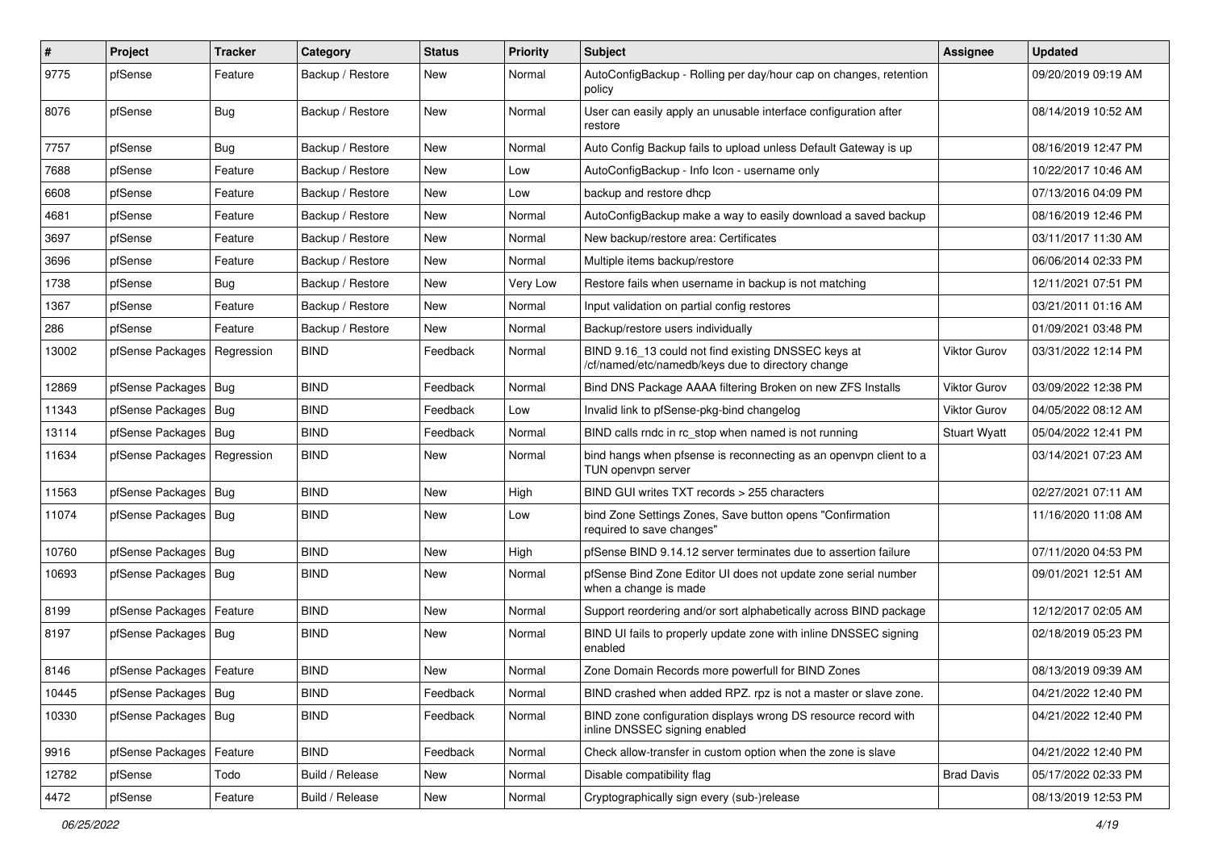| # | Project | Tracker | Category | Status | Priority | Subject | Assignee | Updated |
|---|---|---|---|---|---|---|---|---|
| 9775 | pfSense | Feature | Backup / Restore | New | Normal | AutoConfigBackup - Rolling per day/hour cap on changes, retention policy | | 09/20/2019 09:19 AM |
| 8076 | pfSense | Bug | Backup / Restore | New | Normal | User can easily apply an unusable interface configuration after restore | | 08/14/2019 10:52 AM |
| 7757 | pfSense | Bug | Backup / Restore | New | Normal | Auto Config Backup fails to upload unless Default Gateway is up | | 08/16/2019 12:47 PM |
| 7688 | pfSense | Feature | Backup / Restore | New | Low | AutoConfigBackup - Info Icon - username only | | 10/22/2017 10:46 AM |
| 6608 | pfSense | Feature | Backup / Restore | New | Low | backup and restore dhcp | | 07/13/2016 04:09 PM |
| 4681 | pfSense | Feature | Backup / Restore | New | Normal | AutoConfigBackup make a way to easily download a saved backup | | 08/16/2019 12:46 PM |
| 3697 | pfSense | Feature | Backup / Restore | New | Normal | New backup/restore area: Certificates | | 03/11/2017 11:30 AM |
| 3696 | pfSense | Feature | Backup / Restore | New | Normal | Multiple items backup/restore | | 06/06/2014 02:33 PM |
| 1738 | pfSense | Bug | Backup / Restore | New | Very Low | Restore fails when username in backup is not matching | | 12/11/2021 07:51 PM |
| 1367 | pfSense | Feature | Backup / Restore | New | Normal | Input validation on partial config restores | | 03/21/2011 01:16 AM |
| 286 | pfSense | Feature | Backup / Restore | New | Normal | Backup/restore users individually | | 01/09/2021 03:48 PM |
| 13002 | pfSense Packages | Regression | BIND | Feedback | Normal | BIND 9.16_13 could not find existing DNSSEC keys at /cf/named/etc/namedb/keys due to directory change | Viktor Gurov | 03/31/2022 12:14 PM |
| 12869 | pfSense Packages | Bug | BIND | Feedback | Normal | Bind DNS Package AAAA filtering Broken on new ZFS Installs | Viktor Gurov | 03/09/2022 12:38 PM |
| 11343 | pfSense Packages | Bug | BIND | Feedback | Low | Invalid link to pfSense-pkg-bind changelog | Viktor Gurov | 04/05/2022 08:12 AM |
| 13114 | pfSense Packages | Bug | BIND | Feedback | Normal | BIND calls rndc in rc_stop when named is not running | Stuart Wyatt | 05/04/2022 12:41 PM |
| 11634 | pfSense Packages | Regression | BIND | New | Normal | bind hangs when pfsense is reconnecting as an openvpn client to a TUN openvpn server | | 03/14/2021 07:23 AM |
| 11563 | pfSense Packages | Bug | BIND | New | High | BIND GUI writes TXT records > 255 characters | | 02/27/2021 07:11 AM |
| 11074 | pfSense Packages | Bug | BIND | New | Low | bind Zone Settings Zones, Save button opens "Confirmation required to save changes" | | 11/16/2020 11:08 AM |
| 10760 | pfSense Packages | Bug | BIND | New | High | pfSense BIND 9.14.12 server terminates due to assertion failure | | 07/11/2020 04:53 PM |
| 10693 | pfSense Packages | Bug | BIND | New | Normal | pfSense Bind Zone Editor UI does not update zone serial number when a change is made | | 09/01/2021 12:51 AM |
| 8199 | pfSense Packages | Feature | BIND | New | Normal | Support reordering and/or sort alphabetically across BIND package | | 12/12/2017 02:05 AM |
| 8197 | pfSense Packages | Bug | BIND | New | Normal | BIND UI fails to properly update zone with inline DNSSEC signing enabled | | 02/18/2019 05:23 PM |
| 8146 | pfSense Packages | Feature | BIND | New | Normal | Zone Domain Records more powerfull for BIND Zones | | 08/13/2019 09:39 AM |
| 10445 | pfSense Packages | Bug | BIND | Feedback | Normal | BIND crashed when added RPZ. rpz is not a master or slave zone. | | 04/21/2022 12:40 PM |
| 10330 | pfSense Packages | Bug | BIND | Feedback | Normal | BIND zone configuration displays wrong DS resource record with inline DNSSEC signing enabled | | 04/21/2022 12:40 PM |
| 9916 | pfSense Packages | Feature | BIND | Feedback | Normal | Check allow-transfer in custom option when the zone is slave | | 04/21/2022 12:40 PM |
| 12782 | pfSense | Todo | Build / Release | New | Normal | Disable compatibility flag | Brad Davis | 05/17/2022 02:33 PM |
| 4472 | pfSense | Feature | Build / Release | New | Normal | Cryptographically sign every (sub-)release | | 08/13/2019 12:53 PM |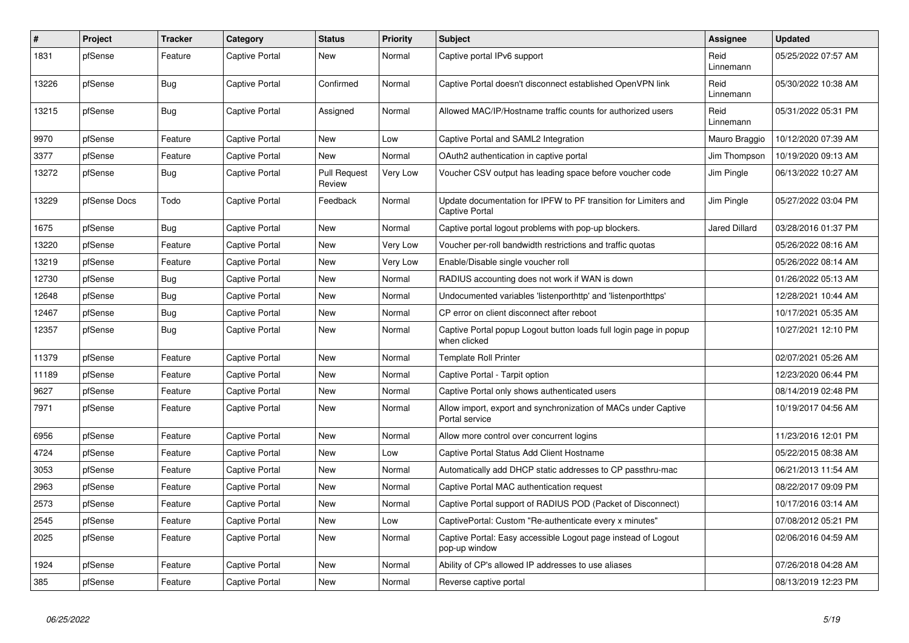| # | Project | Tracker | Category | Status | Priority | Subject | Assignee | Updated |
|---|---|---|---|---|---|---|---|---|
| 1831 | pfSense | Feature | Captive Portal | New | Normal | Captive portal IPv6 support | Reid Linnemann | 05/25/2022 07:57 AM |
| 13226 | pfSense | Bug | Captive Portal | Confirmed | Normal | Captive Portal doesn't disconnect established OpenVPN link | Reid Linnemann | 05/30/2022 10:38 AM |
| 13215 | pfSense | Bug | Captive Portal | Assigned | Normal | Allowed MAC/IP/Hostname traffic counts for authorized users | Reid Linnemann | 05/31/2022 05:31 PM |
| 9970 | pfSense | Feature | Captive Portal | New | Low | Captive Portal and SAML2 Integration | Mauro Braggio | 10/12/2020 07:39 AM |
| 3377 | pfSense | Feature | Captive Portal | New | Normal | OAuth2 authentication in captive portal | Jim Thompson | 10/19/2020 09:13 AM |
| 13272 | pfSense | Bug | Captive Portal | Pull Request Review | Very Low | Voucher CSV output has leading space before voucher code | Jim Pingle | 06/13/2022 10:27 AM |
| 13229 | pfSense Docs | Todo | Captive Portal | Feedback | Normal | Update documentation for IPFW to PF transition for Limiters and Captive Portal | Jim Pingle | 05/27/2022 03:04 PM |
| 1675 | pfSense | Bug | Captive Portal | New | Normal | Captive portal logout problems with pop-up blockers. | Jared Dillard | 03/28/2016 01:37 PM |
| 13220 | pfSense | Feature | Captive Portal | New | Very Low | Voucher per-roll bandwidth restrictions and traffic quotas | | 05/26/2022 08:16 AM |
| 13219 | pfSense | Feature | Captive Portal | New | Very Low | Enable/Disable single voucher roll | | 05/26/2022 08:14 AM |
| 12730 | pfSense | Bug | Captive Portal | New | Normal | RADIUS accounting does not work if WAN is down | | 01/26/2022 05:13 AM |
| 12648 | pfSense | Bug | Captive Portal | New | Normal | Undocumented variables 'listenporthttp' and 'listenporthttps' | | 12/28/2021 10:44 AM |
| 12467 | pfSense | Bug | Captive Portal | New | Normal | CP error on client disconnect after reboot | | 10/17/2021 05:35 AM |
| 12357 | pfSense | Bug | Captive Portal | New | Normal | Captive Portal popup Logout button loads full login page in popup when clicked | | 10/27/2021 12:10 PM |
| 11379 | pfSense | Feature | Captive Portal | New | Normal | Template Roll Printer | | 02/07/2021 05:26 AM |
| 11189 | pfSense | Feature | Captive Portal | New | Normal | Captive Portal - Tarpit option | | 12/23/2020 06:44 PM |
| 9627 | pfSense | Feature | Captive Portal | New | Normal | Captive Portal only shows authenticated users | | 08/14/2019 02:48 PM |
| 7971 | pfSense | Feature | Captive Portal | New | Normal | Allow import, export and synchronization of MACs under Captive Portal service | | 10/19/2017 04:56 AM |
| 6956 | pfSense | Feature | Captive Portal | New | Normal | Allow more control over concurrent logins | | 11/23/2016 12:01 PM |
| 4724 | pfSense | Feature | Captive Portal | New | Low | Captive Portal Status Add Client Hostname | | 05/22/2015 08:38 AM |
| 3053 | pfSense | Feature | Captive Portal | New | Normal | Automatically add DHCP static addresses to CP passthru-mac | | 06/21/2013 11:54 AM |
| 2963 | pfSense | Feature | Captive Portal | New | Normal | Captive Portal MAC authentication request | | 08/22/2017 09:09 PM |
| 2573 | pfSense | Feature | Captive Portal | New | Normal | Captive Portal support of RADIUS POD (Packet of Disconnect) | | 10/17/2016 03:14 AM |
| 2545 | pfSense | Feature | Captive Portal | New | Low | CaptivePortal: Custom "Re-authenticate every x minutes" | | 07/08/2012 05:21 PM |
| 2025 | pfSense | Feature | Captive Portal | New | Normal | Captive Portal: Easy accessible Logout page instead of Logout pop-up window | | 02/06/2016 04:59 AM |
| 1924 | pfSense | Feature | Captive Portal | New | Normal | Ability of CP's allowed IP addresses to use aliases | | 07/26/2018 04:28 AM |
| 385 | pfSense | Feature | Captive Portal | New | Normal | Reverse captive portal | | 08/13/2019 12:23 PM |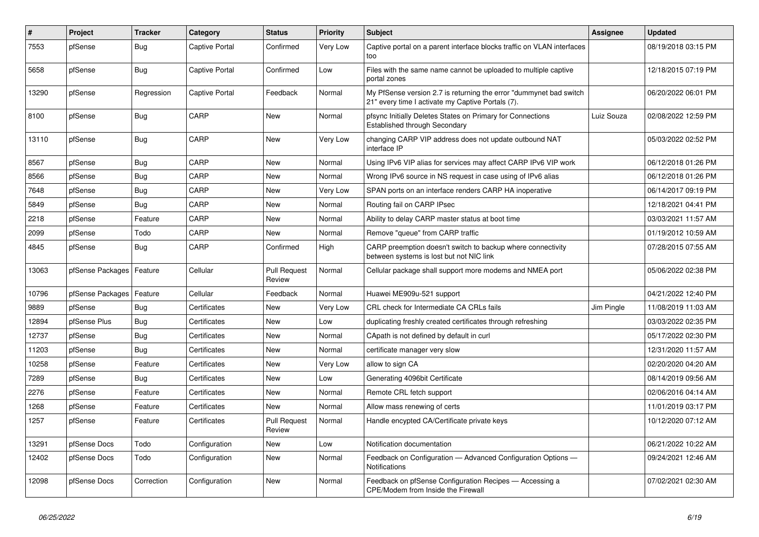| # | Project | Tracker | Category | Status | Priority | Subject | Assignee | Updated |
|---|---|---|---|---|---|---|---|---|
| 7553 | pfSense | Bug | Captive Portal | Confirmed | Very Low | Captive portal on a parent interface blocks traffic on VLAN interfaces too | | 08/19/2018 03:15 PM |
| 5658 | pfSense | Bug | Captive Portal | Confirmed | Low | Files with the same name cannot be uploaded to multiple captive portal zones | | 12/18/2015 07:19 PM |
| 13290 | pfSense | Regression | Captive Portal | Feedback | Normal | My PfSense version 2.7 is returning the error "dummynet bad switch 21" every time I activate my Captive Portals (7). | | 06/20/2022 06:01 PM |
| 8100 | pfSense | Bug | CARP | New | Normal | pfsync Initially Deletes States on Primary for Connections Established through Secondary | Luiz Souza | 02/08/2022 12:59 PM |
| 13110 | pfSense | Bug | CARP | New | Very Low | changing CARP VIP address does not update outbound NAT interface IP | | 05/03/2022 02:52 PM |
| 8567 | pfSense | Bug | CARP | New | Normal | Using IPv6 VIP alias for services may affect CARP IPv6 VIP work | | 06/12/2018 01:26 PM |
| 8566 | pfSense | Bug | CARP | New | Normal | Wrong IPv6 source in NS request in case using of IPv6 alias | | 06/12/2018 01:26 PM |
| 7648 | pfSense | Bug | CARP | New | Very Low | SPAN ports on an interface renders CARP HA inoperative | | 06/14/2017 09:19 PM |
| 5849 | pfSense | Bug | CARP | New | Normal | Routing fail on CARP IPsec | | 12/18/2021 04:41 PM |
| 2218 | pfSense | Feature | CARP | New | Normal | Ability to delay CARP master status at boot time | | 03/03/2021 11:57 AM |
| 2099 | pfSense | Todo | CARP | New | Normal | Remove "queue" from CARP traffic | | 01/19/2012 10:59 AM |
| 4845 | pfSense | Bug | CARP | Confirmed | High | CARP preemption doesn't switch to backup where connectivity between systems is lost but not NIC link | | 07/28/2015 07:55 AM |
| 13063 | pfSense Packages | Feature | Cellular | Pull Request Review | Normal | Cellular package shall support more modems and NMEA port | | 05/06/2022 02:38 PM |
| 10796 | pfSense Packages | Feature | Cellular | Feedback | Normal | Huawei ME909u-521 support | | 04/21/2022 12:40 PM |
| 9889 | pfSense | Bug | Certificates | New | Very Low | CRL check for Intermediate CA CRLs fails | Jim Pingle | 11/08/2019 11:03 AM |
| 12894 | pfSense Plus | Bug | Certificates | New | Low | duplicating freshly created certificates through refreshing | | 03/03/2022 02:35 PM |
| 12737 | pfSense | Bug | Certificates | New | Normal | CApath is not defined by default in curl | | 05/17/2022 02:30 PM |
| 11203 | pfSense | Bug | Certificates | New | Normal | certificate manager very slow | | 12/31/2020 11:57 AM |
| 10258 | pfSense | Feature | Certificates | New | Very Low | allow to sign CA | | 02/20/2020 04:20 AM |
| 7289 | pfSense | Bug | Certificates | New | Low | Generating 4096bit Certificate | | 08/14/2019 09:56 AM |
| 2276 | pfSense | Feature | Certificates | New | Normal | Remote CRL fetch support | | 02/06/2016 04:14 AM |
| 1268 | pfSense | Feature | Certificates | New | Normal | Allow mass renewing of certs | | 11/01/2019 03:17 PM |
| 1257 | pfSense | Feature | Certificates | Pull Request Review | Normal | Handle encypted CA/Certificate private keys | | 10/12/2020 07:12 AM |
| 13291 | pfSense Docs | Todo | Configuration | New | Low | Notification documentation | | 06/21/2022 10:22 AM |
| 12402 | pfSense Docs | Todo | Configuration | New | Normal | Feedback on Configuration — Advanced Configuration Options — Notifications | | 09/24/2021 12:46 AM |
| 12098 | pfSense Docs | Correction | Configuration | New | Normal | Feedback on pfSense Configuration Recipes — Accessing a CPE/Modem from Inside the Firewall | | 07/02/2021 02:30 AM |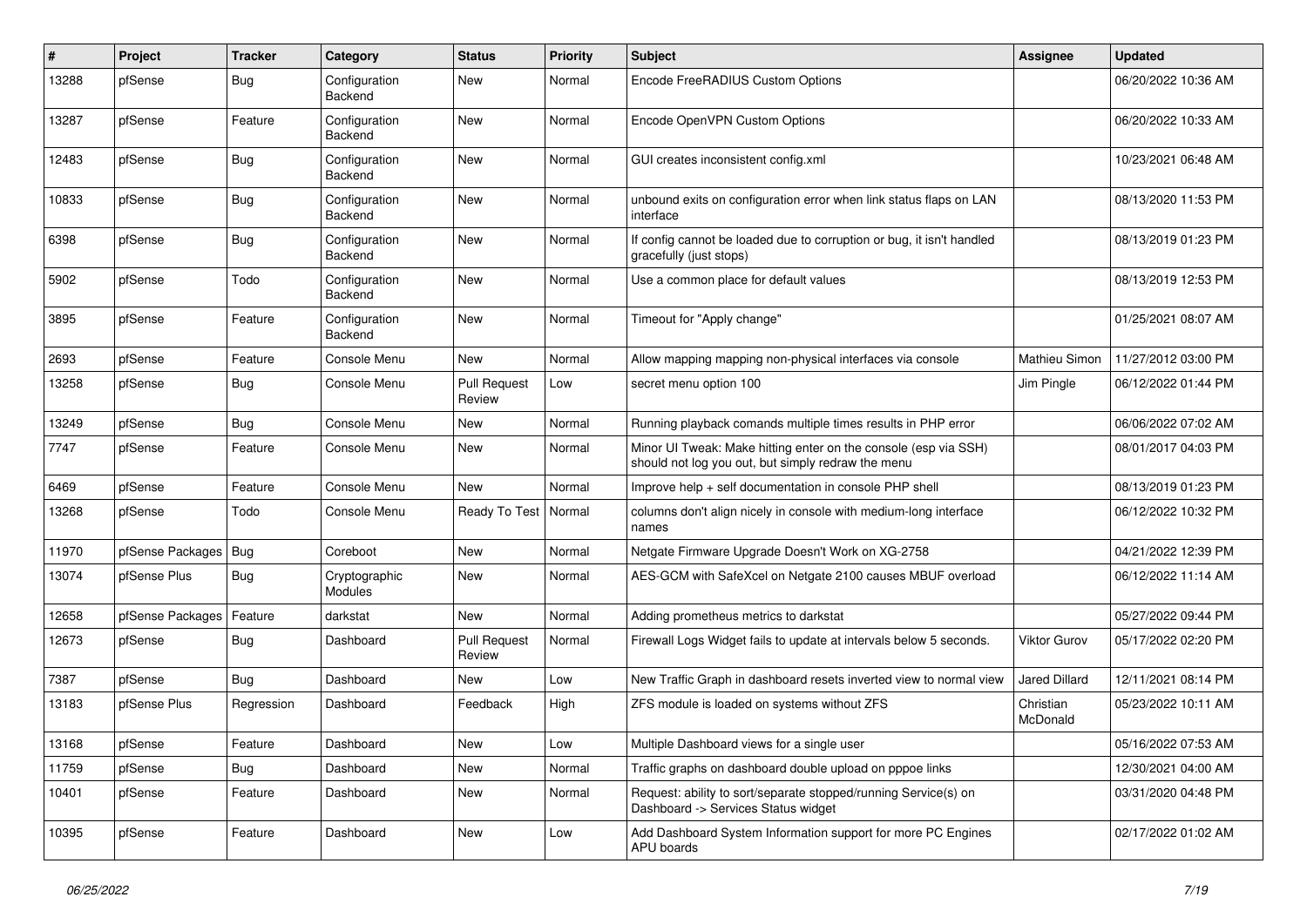| # | Project | Tracker | Category | Status | Priority | Subject | Assignee | Updated |
|---|---|---|---|---|---|---|---|---|
| 13288 | pfSense | Bug | Configuration Backend | New | Normal | Encode FreeRADIUS Custom Options | | 06/20/2022 10:36 AM |
| 13287 | pfSense | Feature | Configuration Backend | New | Normal | Encode OpenVPN Custom Options | | 06/20/2022 10:33 AM |
| 12483 | pfSense | Bug | Configuration Backend | New | Normal | GUI creates inconsistent config.xml | | 10/23/2021 06:48 AM |
| 10833 | pfSense | Bug | Configuration Backend | New | Normal | unbound exits on configuration error when link status flaps on LAN interface | | 08/13/2020 11:53 PM |
| 6398 | pfSense | Bug | Configuration Backend | New | Normal | If config cannot be loaded due to corruption or bug, it isn't handled gracefully (just stops) | | 08/13/2019 01:23 PM |
| 5902 | pfSense | Todo | Configuration Backend | New | Normal | Use a common place for default values | | 08/13/2019 12:53 PM |
| 3895 | pfSense | Feature | Configuration Backend | New | Normal | Timeout for "Apply change" | | 01/25/2021 08:07 AM |
| 2693 | pfSense | Feature | Console Menu | New | Normal | Allow mapping mapping non-physical interfaces via console | Mathieu Simon | 11/27/2012 03:00 PM |
| 13258 | pfSense | Bug | Console Menu | Pull Request Review | Low | secret menu option 100 | Jim Pingle | 06/12/2022 01:44 PM |
| 13249 | pfSense | Bug | Console Menu | New | Normal | Running playback comands multiple times results in PHP error | | 06/06/2022 07:02 AM |
| 7747 | pfSense | Feature | Console Menu | New | Normal | Minor UI Tweak: Make hitting enter on the console (esp via SSH) should not log you out, but simply redraw the menu | | 08/01/2017 04:03 PM |
| 6469 | pfSense | Feature | Console Menu | New | Normal | Improve help + self documentation in console PHP shell | | 08/13/2019 01:23 PM |
| 13268 | pfSense | Todo | Console Menu | Ready To Test | Normal | columns don't align nicely in console with medium-long interface names | | 06/12/2022 10:32 PM |
| 11970 | pfSense Packages | Bug | Coreboot | New | Normal | Netgate Firmware Upgrade Doesn't Work on XG-2758 | | 04/21/2022 12:39 PM |
| 13074 | pfSense Plus | Bug | Cryptographic Modules | New | Normal | AES-GCM with SafeXcel on Netgate 2100 causes MBUF overload | | 06/12/2022 11:14 AM |
| 12658 | pfSense Packages | Feature | darkstat | New | Normal | Adding prometheus metrics to darkstat | | 05/27/2022 09:44 PM |
| 12673 | pfSense | Bug | Dashboard | Pull Request Review | Normal | Firewall Logs Widget fails to update at intervals below 5 seconds. | Viktor Gurov | 05/17/2022 02:20 PM |
| 7387 | pfSense | Bug | Dashboard | New | Low | New Traffic Graph in dashboard resets inverted view to normal view | Jared Dillard | 12/11/2021 08:14 PM |
| 13183 | pfSense Plus | Regression | Dashboard | Feedback | High | ZFS module is loaded on systems without ZFS | Christian McDonald | 05/23/2022 10:11 AM |
| 13168 | pfSense | Feature | Dashboard | New | Low | Multiple Dashboard views for a single user | | 05/16/2022 07:53 AM |
| 11759 | pfSense | Bug | Dashboard | New | Normal | Traffic graphs on dashboard double upload on pppoe links | | 12/30/2021 04:00 AM |
| 10401 | pfSense | Feature | Dashboard | New | Normal | Request: ability to sort/separate stopped/running Service(s) on Dashboard -> Services Status widget | | 03/31/2020 04:48 PM |
| 10395 | pfSense | Feature | Dashboard | New | Low | Add Dashboard System Information support for more PC Engines APU boards | | 02/17/2022 01:02 AM |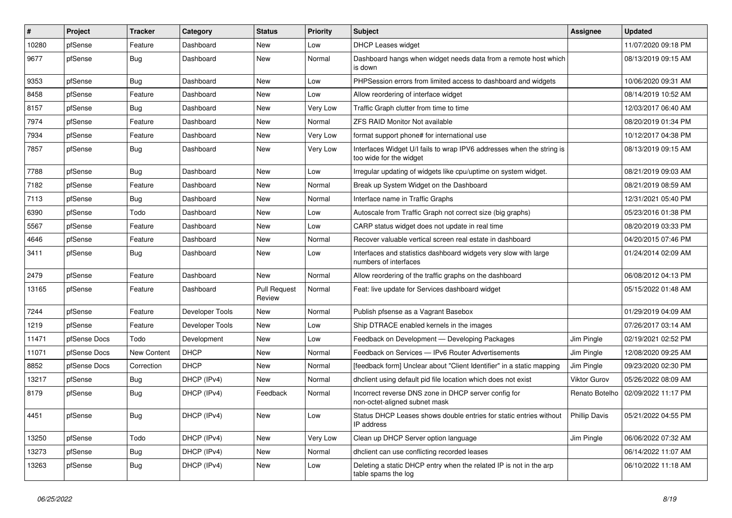| # | Project | Tracker | Category | Status | Priority | Subject | Assignee | Updated |
|---|---|---|---|---|---|---|---|---|
| 10280 | pfSense | Feature | Dashboard | New | Low | DHCP Leases widget | | 11/07/2020 09:18 PM |
| 9677 | pfSense | Bug | Dashboard | New | Normal | Dashboard hangs when widget needs data from a remote host which is down | | 08/13/2019 09:15 AM |
| 9353 | pfSense | Bug | Dashboard | New | Low | PHPSession errors from limited access to dashboard and widgets | | 10/06/2020 09:31 AM |
| 8458 | pfSense | Feature | Dashboard | New | Low | Allow reordering of interface widget | | 08/14/2019 10:52 AM |
| 8157 | pfSense | Bug | Dashboard | New | Very Low | Traffic Graph clutter from time to time | | 12/03/2017 06:40 AM |
| 7974 | pfSense | Feature | Dashboard | New | Normal | ZFS RAID Monitor Not available | | 08/20/2019 01:34 PM |
| 7934 | pfSense | Feature | Dashboard | New | Very Low | format support phone# for international use | | 10/12/2017 04:38 PM |
| 7857 | pfSense | Bug | Dashboard | New | Very Low | Interfaces Widget U/I fails to wrap IPV6 addresses when the string is too wide for the widget | | 08/13/2019 09:15 AM |
| 7788 | pfSense | Bug | Dashboard | New | Low | Irregular updating of widgets like cpu/uptime on system widget. | | 08/21/2019 09:03 AM |
| 7182 | pfSense | Feature | Dashboard | New | Normal | Break up System Widget on the Dashboard | | 08/21/2019 08:59 AM |
| 7113 | pfSense | Bug | Dashboard | New | Normal | Interface name in Traffic Graphs | | 12/31/2021 05:40 PM |
| 6390 | pfSense | Todo | Dashboard | New | Low | Autoscale from Traffic Graph not correct size (big graphs) | | 05/23/2016 01:38 PM |
| 5567 | pfSense | Feature | Dashboard | New | Low | CARP status widget does not update in real time | | 08/20/2019 03:33 PM |
| 4646 | pfSense | Feature | Dashboard | New | Normal | Recover valuable vertical screen real estate in dashboard | | 04/20/2015 07:46 PM |
| 3411 | pfSense | Bug | Dashboard | New | Low | Interfaces and statistics dashboard widgets very slow with large numbers of interfaces | | 01/24/2014 02:09 AM |
| 2479 | pfSense | Feature | Dashboard | New | Normal | Allow reordering of the traffic graphs on the dashboard | | 06/08/2012 04:13 PM |
| 13165 | pfSense | Feature | Dashboard | Pull Request Review | Normal | Feat: live update for Services dashboard widget | | 05/15/2022 01:48 AM |
| 7244 | pfSense | Feature | Developer Tools | New | Normal | Publish pfsense as a Vagrant Basebox | | 01/29/2019 04:09 AM |
| 1219 | pfSense | Feature | Developer Tools | New | Low | Ship DTRACE enabled kernels in the images | | 07/26/2017 03:14 AM |
| 11471 | pfSense Docs | Todo | Development | New | Low | Feedback on Development — Developing Packages | Jim Pingle | 02/19/2021 02:52 PM |
| 11071 | pfSense Docs | New Content | DHCP | New | Normal | Feedback on Services — IPv6 Router Advertisements | Jim Pingle | 12/08/2020 09:25 AM |
| 8852 | pfSense Docs | Correction | DHCP | New | Normal | [feedback form] Unclear about "Client Identifier" in a static mapping | Jim Pingle | 09/23/2020 02:30 PM |
| 13217 | pfSense | Bug | DHCP (IPv4) | New | Normal | dhclient using default pid file location which does not exist | Viktor Gurov | 05/26/2022 08:09 AM |
| 8179 | pfSense | Bug | DHCP (IPv4) | Feedback | Normal | Incorrect reverse DNS zone in DHCP server config for non-octet-aligned subnet mask | Renato Botelho | 02/09/2022 11:17 PM |
| 4451 | pfSense | Bug | DHCP (IPv4) | New | Low | Status DHCP Leases shows double entries for static entries without IP address | Phillip Davis | 05/21/2022 04:55 PM |
| 13250 | pfSense | Todo | DHCP (IPv4) | New | Very Low | Clean up DHCP Server option language | Jim Pingle | 06/06/2022 07:32 AM |
| 13273 | pfSense | Bug | DHCP (IPv4) | New | Normal | dhclient can use conflicting recorded leases | | 06/14/2022 11:07 AM |
| 13263 | pfSense | Bug | DHCP (IPv4) | New | Low | Deleting a static DHCP entry when the related IP is not in the arp table spams the log | | 06/10/2022 11:18 AM |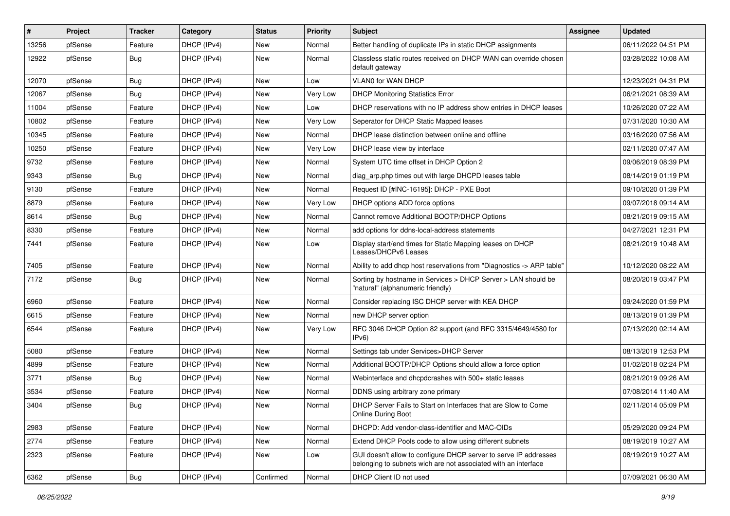| # | Project | Tracker | Category | Status | Priority | Subject | Assignee | Updated |
|---|---|---|---|---|---|---|---|---|
| 13256 | pfSense | Feature | DHCP (IPv4) | New | Normal | Better handling of duplicate IPs in static DHCP assignments | | 06/11/2022 04:51 PM |
| 12922 | pfSense | Bug | DHCP (IPv4) | New | Normal | Classless static routes received on DHCP WAN can override chosen default gateway | | 03/28/2022 10:08 AM |
| 12070 | pfSense | Bug | DHCP (IPv4) | New | Low | VLAN0 for WAN DHCP | | 12/23/2021 04:31 PM |
| 12067 | pfSense | Bug | DHCP (IPv4) | New | Very Low | DHCP Monitoring Statistics Error | | 06/21/2021 08:39 AM |
| 11004 | pfSense | Feature | DHCP (IPv4) | New | Low | DHCP reservations with no IP address show entries in DHCP leases | | 10/26/2020 07:22 AM |
| 10802 | pfSense | Feature | DHCP (IPv4) | New | Very Low | Seperator for DHCP Static Mapped leases | | 07/31/2020 10:30 AM |
| 10345 | pfSense | Feature | DHCP (IPv4) | New | Normal | DHCP lease distinction between online and offline | | 03/16/2020 07:56 AM |
| 10250 | pfSense | Feature | DHCP (IPv4) | New | Very Low | DHCP lease view by interface | | 02/11/2020 07:47 AM |
| 9732 | pfSense | Feature | DHCP (IPv4) | New | Normal | System UTC time offset in DHCP Option 2 | | 09/06/2019 08:39 PM |
| 9343 | pfSense | Bug | DHCP (IPv4) | New | Normal | diag_arp.php times out with large DHCPD leases table | | 08/14/2019 01:19 PM |
| 9130 | pfSense | Feature | DHCP (IPv4) | New | Normal | Request ID [#INC-16195]: DHCP - PXE Boot | | 09/10/2020 01:39 PM |
| 8879 | pfSense | Feature | DHCP (IPv4) | New | Very Low | DHCP options ADD force options | | 09/07/2018 09:14 AM |
| 8614 | pfSense | Bug | DHCP (IPv4) | New | Normal | Cannot remove Additional BOOTP/DHCP Options | | 08/21/2019 09:15 AM |
| 8330 | pfSense | Feature | DHCP (IPv4) | New | Normal | add options for ddns-local-address statements | | 04/27/2021 12:31 PM |
| 7441 | pfSense | Feature | DHCP (IPv4) | New | Low | Display start/end times for Static Mapping leases on DHCP Leases/DHCPv6 Leases | | 08/21/2019 10:48 AM |
| 7405 | pfSense | Feature | DHCP (IPv4) | New | Normal | Ability to add dhcp host reservations from "Diagnostics -> ARP table" | | 10/12/2020 08:22 AM |
| 7172 | pfSense | Bug | DHCP (IPv4) | New | Normal | Sorting by hostname in Services > DHCP Server > LAN should be "natural" (alphanumeric friendly) | | 08/20/2019 03:47 PM |
| 6960 | pfSense | Feature | DHCP (IPv4) | New | Normal | Consider replacing ISC DHCP server with KEA DHCP | | 09/24/2020 01:59 PM |
| 6615 | pfSense | Feature | DHCP (IPv4) | New | Normal | new DHCP server option | | 08/13/2019 01:39 PM |
| 6544 | pfSense | Feature | DHCP (IPv4) | New | Very Low | RFC 3046 DHCP Option 82 support (and RFC 3315/4649/4580 for IPv6) | | 07/13/2020 02:14 AM |
| 5080 | pfSense | Feature | DHCP (IPv4) | New | Normal | Settings tab under Services>DHCP Server | | 08/13/2019 12:53 PM |
| 4899 | pfSense | Feature | DHCP (IPv4) | New | Normal | Additional BOOTP/DHCP Options should allow a force option | | 01/02/2018 02:24 PM |
| 3771 | pfSense | Bug | DHCP (IPv4) | New | Normal | Webinterface and dhcpdcrashes with 500+ static leases | | 08/21/2019 09:26 AM |
| 3534 | pfSense | Feature | DHCP (IPv4) | New | Normal | DDNS using arbitrary zone primary | | 07/08/2014 11:40 AM |
| 3404 | pfSense | Bug | DHCP (IPv4) | New | Normal | DHCP Server Fails to Start on Interfaces that are Slow to Come Online During Boot | | 02/11/2014 05:09 PM |
| 2983 | pfSense | Feature | DHCP (IPv4) | New | Normal | DHCPD: Add vendor-class-identifier and MAC-OIDs | | 05/29/2020 09:24 PM |
| 2774 | pfSense | Feature | DHCP (IPv4) | New | Normal | Extend DHCP Pools code to allow using different subnets | | 08/19/2019 10:27 AM |
| 2323 | pfSense | Feature | DHCP (IPv4) | New | Low | GUI doesn't allow to configure DHCP server to serve IP addresses belonging to subnets wich are not associated with an interface | | 08/19/2019 10:27 AM |
| 6362 | pfSense | Bug | DHCP (IPv4) | Confirmed | Normal | DHCP Client ID not used | | 07/09/2021 06:30 AM |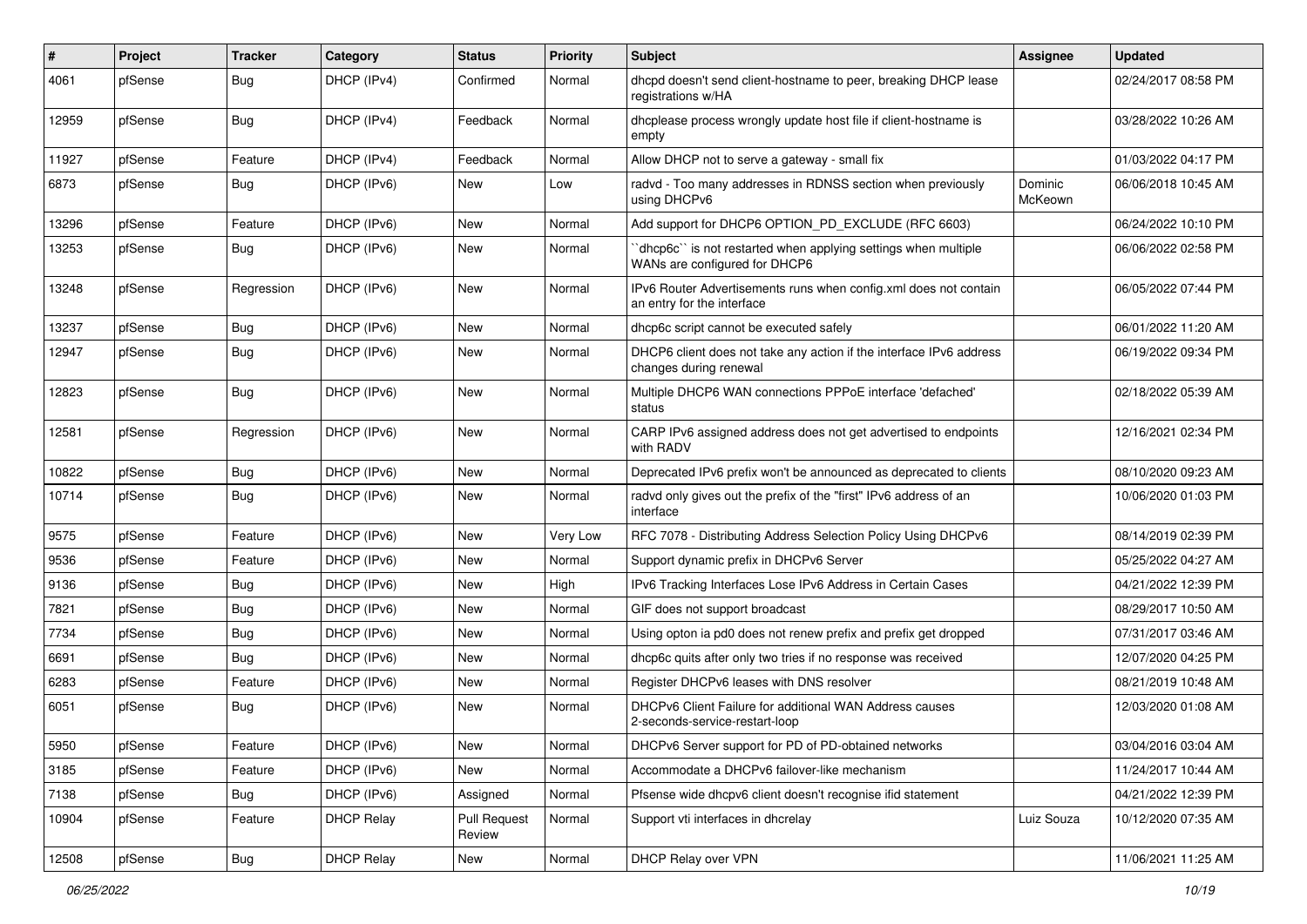| # | Project | Tracker | Category | Status | Priority | Subject | Assignee | Updated |
|---|---|---|---|---|---|---|---|---|
| 4061 | pfSense | Bug | DHCP (IPv4) | Confirmed | Normal | dhcpd doesn't send client-hostname to peer, breaking DHCP lease registrations w/HA | | 02/24/2017 08:58 PM |
| 12959 | pfSense | Bug | DHCP (IPv4) | Feedback | Normal | dhcplease process wrongly update host file if client-hostname is empty | | 03/28/2022 10:26 AM |
| 11927 | pfSense | Feature | DHCP (IPv4) | Feedback | Normal | Allow DHCP not to serve a gateway - small fix | | 01/03/2022 04:17 PM |
| 6873 | pfSense | Bug | DHCP (IPv6) | New | Low | radvd - Too many addresses in RDNSS section when previously using DHCPv6 | Dominic McKeown | 06/06/2018 10:45 AM |
| 13296 | pfSense | Feature | DHCP (IPv6) | New | Normal | Add support for DHCP6 OPTION_PD_EXCLUDE (RFC 6603) | | 06/24/2022 10:10 PM |
| 13253 | pfSense | Bug | DHCP (IPv6) | New | Normal | ``dhcp6c`` is not restarted when applying settings when multiple WANs are configured for DHCP6 | | 06/06/2022 02:58 PM |
| 13248 | pfSense | Regression | DHCP (IPv6) | New | Normal | IPv6 Router Advertisements runs when config.xml does not contain an entry for the interface | | 06/05/2022 07:44 PM |
| 13237 | pfSense | Bug | DHCP (IPv6) | New | Normal | dhcp6c script cannot be executed safely | | 06/01/2022 11:20 AM |
| 12947 | pfSense | Bug | DHCP (IPv6) | New | Normal | DHCP6 client does not take any action if the interface IPv6 address changes during renewal | | 06/19/2022 09:34 PM |
| 12823 | pfSense | Bug | DHCP (IPv6) | New | Normal | Multiple DHCP6 WAN connections PPPoE interface 'defached' status | | 02/18/2022 05:39 AM |
| 12581 | pfSense | Regression | DHCP (IPv6) | New | Normal | CARP IPv6 assigned address does not get advertised to endpoints with RADV | | 12/16/2021 02:34 PM |
| 10822 | pfSense | Bug | DHCP (IPv6) | New | Normal | Deprecated IPv6 prefix won't be announced as deprecated to clients | | 08/10/2020 09:23 AM |
| 10714 | pfSense | Bug | DHCP (IPv6) | New | Normal | radvd only gives out the prefix of the "first" IPv6 address of an interface | | 10/06/2020 01:03 PM |
| 9575 | pfSense | Feature | DHCP (IPv6) | New | Very Low | RFC 7078 - Distributing Address Selection Policy Using DHCPv6 | | 08/14/2019 02:39 PM |
| 9536 | pfSense | Feature | DHCP (IPv6) | New | Normal | Support dynamic prefix in DHCPv6 Server | | 05/25/2022 04:27 AM |
| 9136 | pfSense | Bug | DHCP (IPv6) | New | High | IPv6 Tracking Interfaces Lose IPv6 Address in Certain Cases | | 04/21/2022 12:39 PM |
| 7821 | pfSense | Bug | DHCP (IPv6) | New | Normal | GIF does not support broadcast | | 08/29/2017 10:50 AM |
| 7734 | pfSense | Bug | DHCP (IPv6) | New | Normal | Using opton ia pd0 does not renew prefix and prefix get dropped | | 07/31/2017 03:46 AM |
| 6691 | pfSense | Bug | DHCP (IPv6) | New | Normal | dhcp6c quits after only two tries if no response was received | | 12/07/2020 04:25 PM |
| 6283 | pfSense | Feature | DHCP (IPv6) | New | Normal | Register DHCPv6 leases with DNS resolver | | 08/21/2019 10:48 AM |
| 6051 | pfSense | Bug | DHCP (IPv6) | New | Normal | DHCPv6 Client Failure for additional WAN Address causes 2-seconds-service-restart-loop | | 12/03/2020 01:08 AM |
| 5950 | pfSense | Feature | DHCP (IPv6) | New | Normal | DHCPv6 Server support for PD of PD-obtained networks | | 03/04/2016 03:04 AM |
| 3185 | pfSense | Feature | DHCP (IPv6) | New | Normal | Accommodate a DHCPv6 failover-like mechanism | | 11/24/2017 10:44 AM |
| 7138 | pfSense | Bug | DHCP (IPv6) | Assigned | Normal | Pfsense wide dhcpv6 client doesn't recognise ifid statement | | 04/21/2022 12:39 PM |
| 10904 | pfSense | Feature | DHCP Relay | Pull Request Review | Normal | Support vti interfaces in dhcrelay | Luiz Souza | 10/12/2020 07:35 AM |
| 12508 | pfSense | Bug | DHCP Relay | New | Normal | DHCP Relay over VPN | | 11/06/2021 11:25 AM |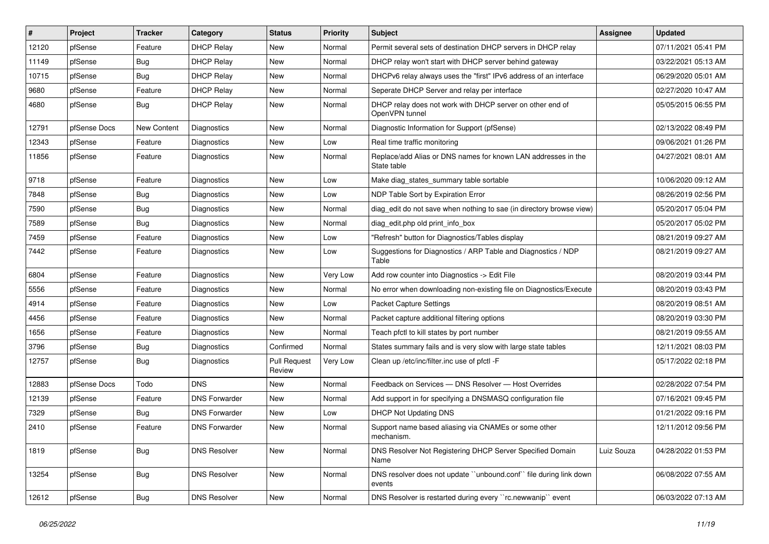| # | Project | Tracker | Category | Status | Priority | Subject | Assignee | Updated |
|---|---|---|---|---|---|---|---|---|
| 12120 | pfSense | Feature | DHCP Relay | New | Normal | Permit several sets of destination DHCP servers in DHCP relay | | 07/11/2021 05:41 PM |
| 11149 | pfSense | Bug | DHCP Relay | New | Normal | DHCP relay won't start with DHCP server behind gateway | | 03/22/2021 05:13 AM |
| 10715 | pfSense | Bug | DHCP Relay | New | Normal | DHCPv6 relay always uses the "first" IPv6 address of an interface | | 06/29/2020 05:01 AM |
| 9680 | pfSense | Feature | DHCP Relay | New | Normal | Seperate DHCP Server and relay per interface | | 02/27/2020 10:47 AM |
| 4680 | pfSense | Bug | DHCP Relay | New | Normal | DHCP relay does not work with DHCP server on other end of OpenVPN tunnel | | 05/05/2015 06:55 PM |
| 12791 | pfSense Docs | New Content | Diagnostics | New | Normal | Diagnostic Information for Support (pfSense) | | 02/13/2022 08:49 PM |
| 12343 | pfSense | Feature | Diagnostics | New | Low | Real time traffic monitoring | | 09/06/2021 01:26 PM |
| 11856 | pfSense | Feature | Diagnostics | New | Normal | Replace/add Alias or DNS names for known LAN addresses in the State table | | 04/27/2021 08:01 AM |
| 9718 | pfSense | Feature | Diagnostics | New | Low | Make diag_states_summary table sortable | | 10/06/2020 09:12 AM |
| 7848 | pfSense | Bug | Diagnostics | New | Low | NDP Table Sort by Expiration Error | | 08/26/2019 02:56 PM |
| 7590 | pfSense | Bug | Diagnostics | New | Normal | diag_edit do not save when nothing to sae (in directory browse view) | | 05/20/2017 05:04 PM |
| 7589 | pfSense | Bug | Diagnostics | New | Normal | diag_edit.php old print_info_box | | 05/20/2017 05:02 PM |
| 7459 | pfSense | Feature | Diagnostics | New | Low | "Refresh" button for Diagnostics/Tables display | | 08/21/2019 09:27 AM |
| 7442 | pfSense | Feature | Diagnostics | New | Low | Suggestions for Diagnostics / ARP Table and Diagnostics / NDP Table | | 08/21/2019 09:27 AM |
| 6804 | pfSense | Feature | Diagnostics | New | Very Low | Add row counter into Diagnostics -> Edit File | | 08/20/2019 03:44 PM |
| 5556 | pfSense | Feature | Diagnostics | New | Normal | No error when downloading non-existing file on Diagnostics/Execute | | 08/20/2019 03:43 PM |
| 4914 | pfSense | Feature | Diagnostics | New | Low | Packet Capture Settings | | 08/20/2019 08:51 AM |
| 4456 | pfSense | Feature | Diagnostics | New | Normal | Packet capture additional filtering options | | 08/20/2019 03:30 PM |
| 1656 | pfSense | Feature | Diagnostics | New | Normal | Teach pfctl to kill states by port number | | 08/21/2019 09:55 AM |
| 3796 | pfSense | Bug | Diagnostics | Confirmed | Normal | States summary fails and is very slow with large state tables | | 12/11/2021 08:03 PM |
| 12757 | pfSense | Bug | Diagnostics | Pull Request Review | Very Low | Clean up /etc/inc/filter.inc use of pfctl -F | | 05/17/2022 02:18 PM |
| 12883 | pfSense Docs | Todo | DNS | New | Normal | Feedback on Services — DNS Resolver — Host Overrides | | 02/28/2022 07:54 PM |
| 12139 | pfSense | Feature | DNS Forwarder | New | Normal | Add support in for specifying a DNSMASQ configuration file | | 07/16/2021 09:45 PM |
| 7329 | pfSense | Bug | DNS Forwarder | New | Low | DHCP Not Updating DNS | | 01/21/2022 09:16 PM |
| 2410 | pfSense | Feature | DNS Forwarder | New | Normal | Support name based aliasing via CNAMEs or some other mechanism. | | 12/11/2012 09:56 PM |
| 1819 | pfSense | Bug | DNS Resolver | New | Normal | DNS Resolver Not Registering DHCP Server Specified Domain Name | Luiz Souza | 04/28/2022 01:53 PM |
| 13254 | pfSense | Bug | DNS Resolver | New | Normal | DNS resolver does not update ``unbound.conf`` file during link down events | | 06/08/2022 07:55 AM |
| 12612 | pfSense | Bug | DNS Resolver | New | Normal | DNS Resolver is restarted during every ``rc.newwanip`` event | | 06/03/2022 07:13 AM |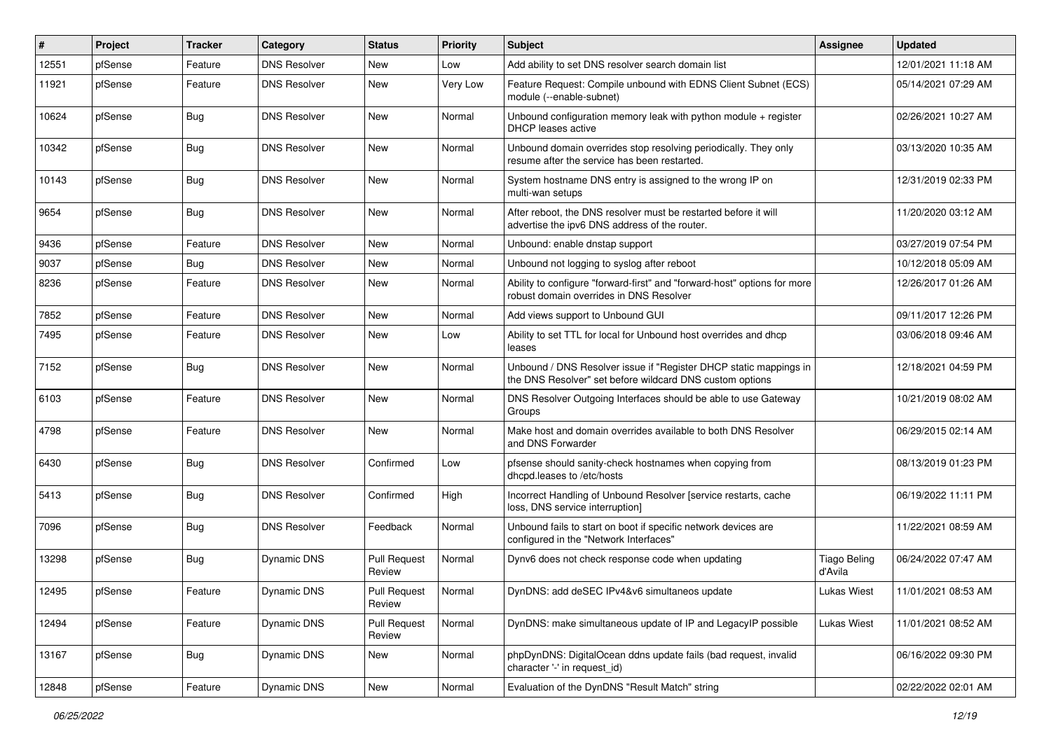| # | Project | Tracker | Category | Status | Priority | Subject | Assignee | Updated |
|---|---|---|---|---|---|---|---|---|
| 12551 | pfSense | Feature | DNS Resolver | New | Low | Add ability to set DNS resolver search domain list | | 12/01/2021 11:18 AM |
| 11921 | pfSense | Feature | DNS Resolver | New | Very Low | Feature Request: Compile unbound with EDNS Client Subnet (ECS) module (--enable-subnet) | | 05/14/2021 07:29 AM |
| 10624 | pfSense | Bug | DNS Resolver | New | Normal | Unbound configuration memory leak with python module + register DHCP leases active | | 02/26/2021 10:27 AM |
| 10342 | pfSense | Bug | DNS Resolver | New | Normal | Unbound domain overrides stop resolving periodically. They only resume after the service has been restarted. | | 03/13/2020 10:35 AM |
| 10143 | pfSense | Bug | DNS Resolver | New | Normal | System hostname DNS entry is assigned to the wrong IP on multi-wan setups | | 12/31/2019 02:33 PM |
| 9654 | pfSense | Bug | DNS Resolver | New | Normal | After reboot, the DNS resolver must be restarted before it will advertise the ipv6 DNS address of the router. | | 11/20/2020 03:12 AM |
| 9436 | pfSense | Feature | DNS Resolver | New | Normal | Unbound: enable dnstap support | | 03/27/2019 07:54 PM |
| 9037 | pfSense | Bug | DNS Resolver | New | Normal | Unbound not logging to syslog after reboot | | 10/12/2018 05:09 AM |
| 8236 | pfSense | Feature | DNS Resolver | New | Normal | Ability to configure "forward-first" and "forward-host" options for more robust domain overrides in DNS Resolver | | 12/26/2017 01:26 AM |
| 7852 | pfSense | Feature | DNS Resolver | New | Normal | Add views support to Unbound GUI | | 09/11/2017 12:26 PM |
| 7495 | pfSense | Feature | DNS Resolver | New | Low | Ability to set TTL for local for Unbound host overrides and dhcp leases | | 03/06/2018 09:46 AM |
| 7152 | pfSense | Bug | DNS Resolver | New | Normal | Unbound / DNS Resolver issue if "Register DHCP static mappings in the DNS Resolver" set before wildcard DNS custom options | | 12/18/2021 04:59 PM |
| 6103 | pfSense | Feature | DNS Resolver | New | Normal | DNS Resolver Outgoing Interfaces should be able to use Gateway Groups | | 10/21/2019 08:02 AM |
| 4798 | pfSense | Feature | DNS Resolver | New | Normal | Make host and domain overrides available to both DNS Resolver and DNS Forwarder | | 06/29/2015 02:14 AM |
| 6430 | pfSense | Bug | DNS Resolver | Confirmed | Low | pfsense should sanity-check hostnames when copying from dhcpd.leases to /etc/hosts | | 08/13/2019 01:23 PM |
| 5413 | pfSense | Bug | DNS Resolver | Confirmed | High | Incorrect Handling of Unbound Resolver [service restarts, cache loss, DNS service interruption] | | 06/19/2022 11:11 PM |
| 7096 | pfSense | Bug | DNS Resolver | Feedback | Normal | Unbound fails to start on boot if specific network devices are configured in the "Network Interfaces" | | 11/22/2021 08:59 AM |
| 13298 | pfSense | Bug | Dynamic DNS | Pull Request Review | Normal | Dynv6 does not check response code when updating | Tiago Beling d'Avila | 06/24/2022 07:47 AM |
| 12495 | pfSense | Feature | Dynamic DNS | Pull Request Review | Normal | DynDNS: add deSEC IPv4&v6 simultaneos update | Lukas Wiest | 11/01/2021 08:53 AM |
| 12494 | pfSense | Feature | Dynamic DNS | Pull Request Review | Normal | DynDNS: make simultaneous update of IP and LegacyIP possible | Lukas Wiest | 11/01/2021 08:52 AM |
| 13167 | pfSense | Bug | Dynamic DNS | New | Normal | phpDynDNS: DigitalOcean ddns update fails (bad request, invalid character '-' in request_id) | | 06/16/2022 09:30 PM |
| 12848 | pfSense | Feature | Dynamic DNS | New | Normal | Evaluation of the DynDNS "Result Match" string | | 02/22/2022 02:01 AM |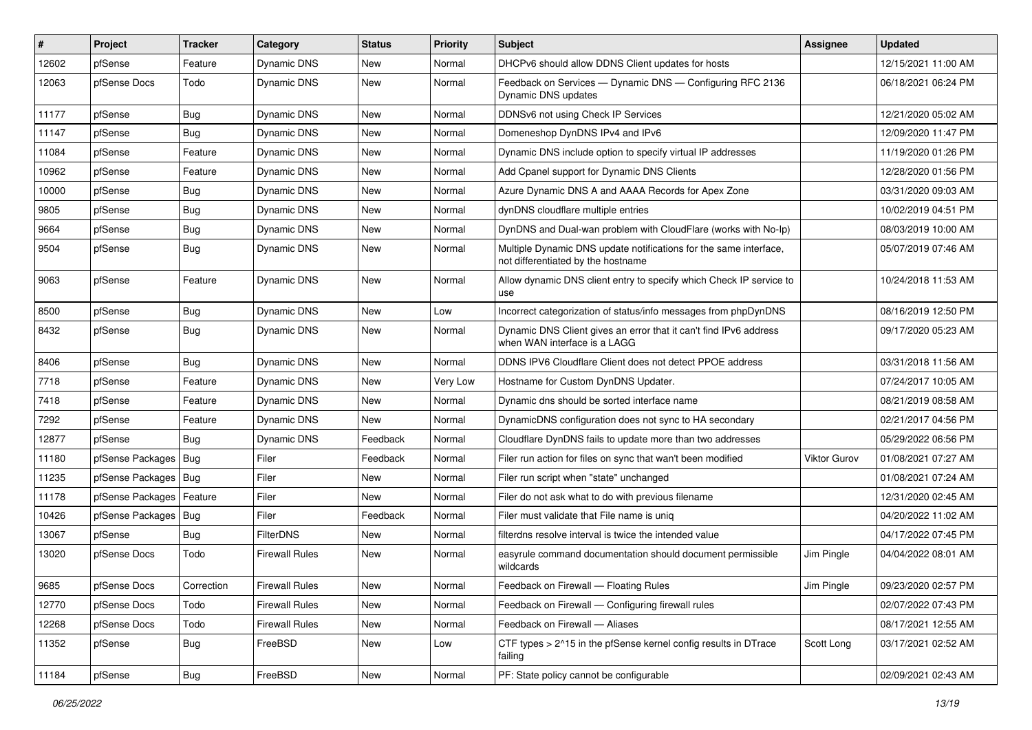| # | Project | Tracker | Category | Status | Priority | Subject | Assignee | Updated |
|---|---|---|---|---|---|---|---|---|
| 12602 | pfSense | Feature | Dynamic DNS | New | Normal | DHCPv6 should allow DDNS Client updates for hosts | | 12/15/2021 11:00 AM |
| 12063 | pfSense Docs | Todo | Dynamic DNS | New | Normal | Feedback on Services — Dynamic DNS — Configuring RFC 2136 Dynamic DNS updates | | 06/18/2021 06:24 PM |
| 11177 | pfSense | Bug | Dynamic DNS | New | Normal | DDNSv6 not using Check IP Services | | 12/21/2020 05:02 AM |
| 11147 | pfSense | Bug | Dynamic DNS | New | Normal | Domeneshop DynDNS IPv4 and IPv6 | | 12/09/2020 11:47 PM |
| 11084 | pfSense | Feature | Dynamic DNS | New | Normal | Dynamic DNS include option to specify virtual IP addresses | | 11/19/2020 01:26 PM |
| 10962 | pfSense | Feature | Dynamic DNS | New | Normal | Add Cpanel support for Dynamic DNS Clients | | 12/28/2020 01:56 PM |
| 10000 | pfSense | Bug | Dynamic DNS | New | Normal | Azure Dynamic DNS A and AAAA Records for Apex Zone | | 03/31/2020 09:03 AM |
| 9805 | pfSense | Bug | Dynamic DNS | New | Normal | dynDNS cloudflare multiple entries | | 10/02/2019 04:51 PM |
| 9664 | pfSense | Bug | Dynamic DNS | New | Normal | DynDNS and Dual-wan problem with CloudFlare (works with No-Ip) | | 08/03/2019 10:00 AM |
| 9504 | pfSense | Bug | Dynamic DNS | New | Normal | Multiple Dynamic DNS update notifications for the same interface, not differentiated by the hostname | | 05/07/2019 07:46 AM |
| 9063 | pfSense | Feature | Dynamic DNS | New | Normal | Allow dynamic DNS client entry to specify which Check IP service to use | | 10/24/2018 11:53 AM |
| 8500 | pfSense | Bug | Dynamic DNS | New | Low | Incorrect categorization of status/info messages from phpDynDNS | | 08/16/2019 12:50 PM |
| 8432 | pfSense | Bug | Dynamic DNS | New | Normal | Dynamic DNS Client gives an error that it can't find IPv6 address when WAN interface is a LAGG | | 09/17/2020 05:23 AM |
| 8406 | pfSense | Bug | Dynamic DNS | New | Normal | DDNS IPV6 Cloudflare Client does not detect PPOE address | | 03/31/2018 11:56 AM |
| 7718 | pfSense | Feature | Dynamic DNS | New | Very Low | Hostname for Custom DynDNS Updater. | | 07/24/2017 10:05 AM |
| 7418 | pfSense | Feature | Dynamic DNS | New | Normal | Dynamic dns should be sorted interface name | | 08/21/2019 08:58 AM |
| 7292 | pfSense | Feature | Dynamic DNS | New | Normal | DynamicDNS configuration does not sync to HA secondary | | 02/21/2017 04:56 PM |
| 12877 | pfSense | Bug | Dynamic DNS | Feedback | Normal | Cloudflare DynDNS fails to update more than two addresses | | 05/29/2022 06:56 PM |
| 11180 | pfSense Packages | Bug | Filer | Feedback | Normal | Filer run action for files on sync that wan't been modified | Viktor Gurov | 01/08/2021 07:27 AM |
| 11235 | pfSense Packages | Bug | Filer | New | Normal | Filer run script when "state" unchanged | | 01/08/2021 07:24 AM |
| 11178 | pfSense Packages | Feature | Filer | New | Normal | Filer do not ask what to do with previous filename | | 12/31/2020 02:45 AM |
| 10426 | pfSense Packages | Bug | Filer | Feedback | Normal | Filer must validate that File name is uniq | | 04/20/2022 11:02 AM |
| 13067 | pfSense | Bug | FilterDNS | New | Normal | filterdns resolve interval is twice the intended value | | 04/17/2022 07:45 PM |
| 13020 | pfSense Docs | Todo | Firewall Rules | New | Normal | easyrule command documentation should document permissible wildcards | Jim Pingle | 04/04/2022 08:01 AM |
| 9685 | pfSense Docs | Correction | Firewall Rules | New | Normal | Feedback on Firewall — Floating Rules | Jim Pingle | 09/23/2020 02:57 PM |
| 12770 | pfSense Docs | Todo | Firewall Rules | New | Normal | Feedback on Firewall — Configuring firewall rules | | 02/07/2022 07:43 PM |
| 12268 | pfSense Docs | Todo | Firewall Rules | New | Normal | Feedback on Firewall — Aliases | | 08/17/2021 12:55 AM |
| 11352 | pfSense | Bug | FreeBSD | New | Low | CTF types > 2^15 in the pfSense kernel config results in DTrace failing | Scott Long | 03/17/2021 02:52 AM |
| 11184 | pfSense | Bug | FreeBSD | New | Normal | PF: State policy cannot be configurable | | 02/09/2021 02:43 AM |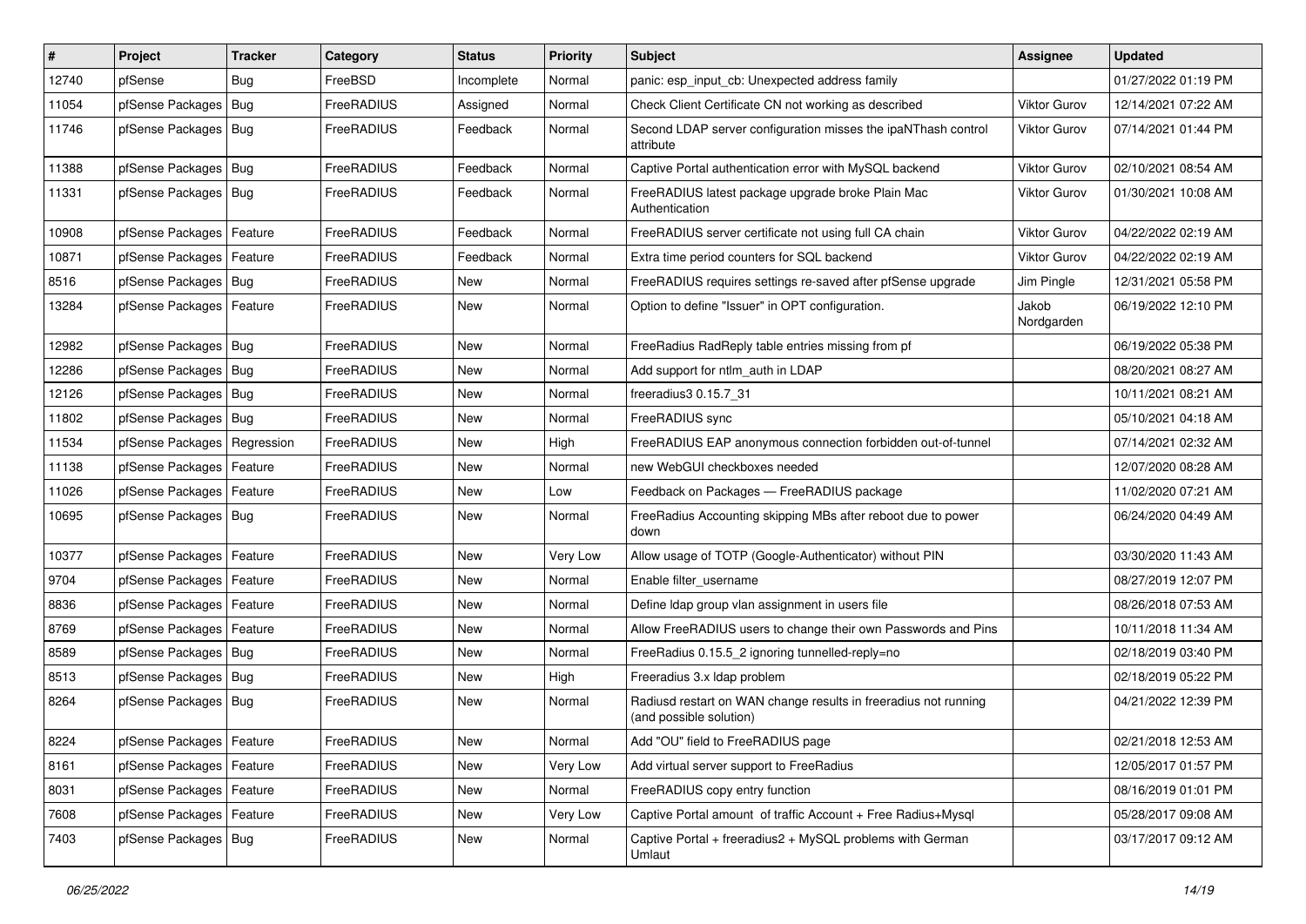| # | Project | Tracker | Category | Status | Priority | Subject | Assignee | Updated |
| --- | --- | --- | --- | --- | --- | --- | --- | --- |
| 12740 | pfSense | Bug | FreeBSD | Incomplete | Normal | panic: esp_input_cb: Unexpected address family | | 01/27/2022 01:19 PM |
| 11054 | pfSense Packages | Bug | FreeRADIUS | Assigned | Normal | Check Client Certificate CN not working as described | Viktor Gurov | 12/14/2021 07:22 AM |
| 11746 | pfSense Packages | Bug | FreeRADIUS | Feedback | Normal | Second LDAP server configuration misses the ipaNThash control attribute | Viktor Gurov | 07/14/2021 01:44 PM |
| 11388 | pfSense Packages | Bug | FreeRADIUS | Feedback | Normal | Captive Portal authentication error with MySQL backend | Viktor Gurov | 02/10/2021 08:54 AM |
| 11331 | pfSense Packages | Bug | FreeRADIUS | Feedback | Normal | FreeRADIUS latest package upgrade broke Plain Mac Authentication | Viktor Gurov | 01/30/2021 10:08 AM |
| 10908 | pfSense Packages | Feature | FreeRADIUS | Feedback | Normal | FreeRADIUS server certificate not using full CA chain | Viktor Gurov | 04/22/2022 02:19 AM |
| 10871 | pfSense Packages | Feature | FreeRADIUS | Feedback | Normal | Extra time period counters for SQL backend | Viktor Gurov | 04/22/2022 02:19 AM |
| 8516 | pfSense Packages | Bug | FreeRADIUS | New | Normal | FreeRADIUS requires settings re-saved after pfSense upgrade | Jim Pingle | 12/31/2021 05:58 PM |
| 13284 | pfSense Packages | Feature | FreeRADIUS | New | Normal | Option to define "Issuer" in OPT configuration. | Jakob Nordgarden | 06/19/2022 12:10 PM |
| 12982 | pfSense Packages | Bug | FreeRADIUS | New | Normal | FreeRadius RadReply table entries missing from pf | | 06/19/2022 05:38 PM |
| 12286 | pfSense Packages | Bug | FreeRADIUS | New | Normal | Add support for ntlm_auth in LDAP | | 08/20/2021 08:27 AM |
| 12126 | pfSense Packages | Bug | FreeRADIUS | New | Normal | freeradius3 0.15.7_31 | | 10/11/2021 08:21 AM |
| 11802 | pfSense Packages | Bug | FreeRADIUS | New | Normal | FreeRADIUS sync | | 05/10/2021 04:18 AM |
| 11534 | pfSense Packages | Regression | FreeRADIUS | New | High | FreeRADIUS EAP anonymous connection forbidden out-of-tunnel | | 07/14/2021 02:32 AM |
| 11138 | pfSense Packages | Feature | FreeRADIUS | New | Normal | new WebGUI checkboxes needed | | 12/07/2020 08:28 AM |
| 11026 | pfSense Packages | Feature | FreeRADIUS | New | Low | Feedback on Packages — FreeRADIUS package | | 11/02/2020 07:21 AM |
| 10695 | pfSense Packages | Bug | FreeRADIUS | New | Normal | FreeRadius Accounting skipping MBs after reboot due to power down | | 06/24/2020 04:49 AM |
| 10377 | pfSense Packages | Feature | FreeRADIUS | New | Very Low | Allow usage of TOTP (Google-Authenticator) without PIN | | 03/30/2020 11:43 AM |
| 9704 | pfSense Packages | Feature | FreeRADIUS | New | Normal | Enable filter_username | | 08/27/2019 12:07 PM |
| 8836 | pfSense Packages | Feature | FreeRADIUS | New | Normal | Define ldap group vlan assignment in users file | | 08/26/2018 07:53 AM |
| 8769 | pfSense Packages | Feature | FreeRADIUS | New | Normal | Allow FreeRADIUS users to change their own Passwords and Pins | | 10/11/2018 11:34 AM |
| 8589 | pfSense Packages | Bug | FreeRADIUS | New | Normal | FreeRadius 0.15.5_2 ignoring tunnelled-reply=no | | 02/18/2019 03:40 PM |
| 8513 | pfSense Packages | Bug | FreeRADIUS | New | High | Freeradius 3.x ldap problem | | 02/18/2019 05:22 PM |
| 8264 | pfSense Packages | Bug | FreeRADIUS | New | Normal | Radiusd restart on WAN change results in freeradius not running (and possible solution) | | 04/21/2022 12:39 PM |
| 8224 | pfSense Packages | Feature | FreeRADIUS | New | Normal | Add "OU" field to FreeRADIUS page | | 02/21/2018 12:53 AM |
| 8161 | pfSense Packages | Feature | FreeRADIUS | New | Very Low | Add virtual server support to FreeRadius | | 12/05/2017 01:57 PM |
| 8031 | pfSense Packages | Feature | FreeRADIUS | New | Normal | FreeRADIUS copy entry function | | 08/16/2019 01:01 PM |
| 7608 | pfSense Packages | Feature | FreeRADIUS | New | Very Low | Captive Portal amount of traffic Account + Free Radius+Mysql | | 05/28/2017 09:08 AM |
| 7403 | pfSense Packages | Bug | FreeRADIUS | New | Normal | Captive Portal + freeradius2 + MySQL problems with German Umlaut | | 03/17/2017 09:12 AM |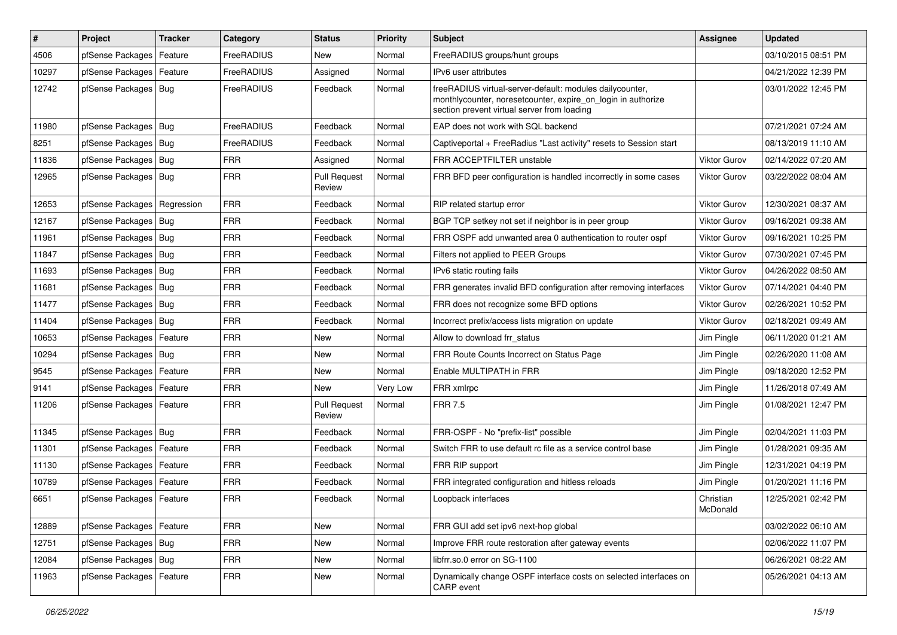| # | Project | Tracker | Category | Status | Priority | Subject | Assignee | Updated |
|---|---|---|---|---|---|---|---|---|
| 4506 | pfSense Packages | Feature | FreeRADIUS | New | Normal | FreeRADIUS groups/hunt groups | | 03/10/2015 08:51 PM |
| 10297 | pfSense Packages | Feature | FreeRADIUS | Assigned | Normal | IPv6 user attributes | | 04/21/2022 12:39 PM |
| 12742 | pfSense Packages | Bug | FreeRADIUS | Feedback | Normal | freeRADIUS virtual-server-default: modules dailycounter, monthlycounter, noresetcounter, expire_on_login in authorize section prevent virtual server from loading | | 03/01/2022 12:45 PM |
| 11980 | pfSense Packages | Bug | FreeRADIUS | Feedback | Normal | EAP does not work with SQL backend | | 07/21/2021 07:24 AM |
| 8251 | pfSense Packages | Bug | FreeRADIUS | Feedback | Normal | Captiveportal + FreeRadius "Last activity" resets to Session start | | 08/13/2019 11:10 AM |
| 11836 | pfSense Packages | Bug | FRR | Assigned | Normal | FRR ACCEPTFILTER unstable | Viktor Gurov | 02/14/2022 07:20 AM |
| 12965 | pfSense Packages | Bug | FRR | Pull Request Review | Normal | FRR BFD peer configuration is handled incorrectly in some cases | Viktor Gurov | 03/22/2022 08:04 AM |
| 12653 | pfSense Packages | Regression | FRR | Feedback | Normal | RIP related startup error | Viktor Gurov | 12/30/2021 08:37 AM |
| 12167 | pfSense Packages | Bug | FRR | Feedback | Normal | BGP TCP setkey not set if neighbor is in peer group | Viktor Gurov | 09/16/2021 09:38 AM |
| 11961 | pfSense Packages | Bug | FRR | Feedback | Normal | FRR OSPF add unwanted area 0 authentication to router ospf | Viktor Gurov | 09/16/2021 10:25 PM |
| 11847 | pfSense Packages | Bug | FRR | Feedback | Normal | Filters not applied to PEER Groups | Viktor Gurov | 07/30/2021 07:45 PM |
| 11693 | pfSense Packages | Bug | FRR | Feedback | Normal | IPv6 static routing fails | Viktor Gurov | 04/26/2022 08:50 AM |
| 11681 | pfSense Packages | Bug | FRR | Feedback | Normal | FRR generates invalid BFD configuration after removing interfaces | Viktor Gurov | 07/14/2021 04:40 PM |
| 11477 | pfSense Packages | Bug | FRR | Feedback | Normal | FRR does not recognize some BFD options | Viktor Gurov | 02/26/2021 10:52 PM |
| 11404 | pfSense Packages | Bug | FRR | Feedback | Normal | Incorrect prefix/access lists migration on update | Viktor Gurov | 02/18/2021 09:49 AM |
| 10653 | pfSense Packages | Feature | FRR | New | Normal | Allow to download frr_status | Jim Pingle | 06/11/2020 01:21 AM |
| 10294 | pfSense Packages | Bug | FRR | New | Normal | FRR Route Counts Incorrect on Status Page | Jim Pingle | 02/26/2020 11:08 AM |
| 9545 | pfSense Packages | Feature | FRR | New | Normal | Enable MULTIPATH in FRR | Jim Pingle | 09/18/2020 12:52 PM |
| 9141 | pfSense Packages | Feature | FRR | New | Very Low | FRR xmlrpc | Jim Pingle | 11/26/2018 07:49 AM |
| 11206 | pfSense Packages | Feature | FRR | Pull Request Review | Normal | FRR 7.5 | Jim Pingle | 01/08/2021 12:47 PM |
| 11345 | pfSense Packages | Bug | FRR | Feedback | Normal | FRR-OSPF - No "prefix-list" possible | Jim Pingle | 02/04/2021 11:03 PM |
| 11301 | pfSense Packages | Feature | FRR | Feedback | Normal | Switch FRR to use default rc file as a service control base | Jim Pingle | 01/28/2021 09:35 AM |
| 11130 | pfSense Packages | Feature | FRR | Feedback | Normal | FRR RIP support | Jim Pingle | 12/31/2021 04:19 PM |
| 10789 | pfSense Packages | Feature | FRR | Feedback | Normal | FRR integrated configuration and hitless reloads | Jim Pingle | 01/20/2021 11:16 PM |
| 6651 | pfSense Packages | Feature | FRR | Feedback | Normal | Loopback interfaces | Christian McDonald | 12/25/2021 02:42 PM |
| 12889 | pfSense Packages | Feature | FRR | New | Normal | FRR GUI add set ipv6 next-hop global | | 03/02/2022 06:10 AM |
| 12751 | pfSense Packages | Bug | FRR | New | Normal | Improve FRR route restoration after gateway events | | 02/06/2022 11:07 PM |
| 12084 | pfSense Packages | Bug | FRR | New | Normal | libfrr.so.0 error on SG-1100 | | 06/26/2021 08:22 AM |
| 11963 | pfSense Packages | Feature | FRR | New | Normal | Dynamically change OSPF interface costs on selected interfaces on CARP event | | 05/26/2021 04:13 AM |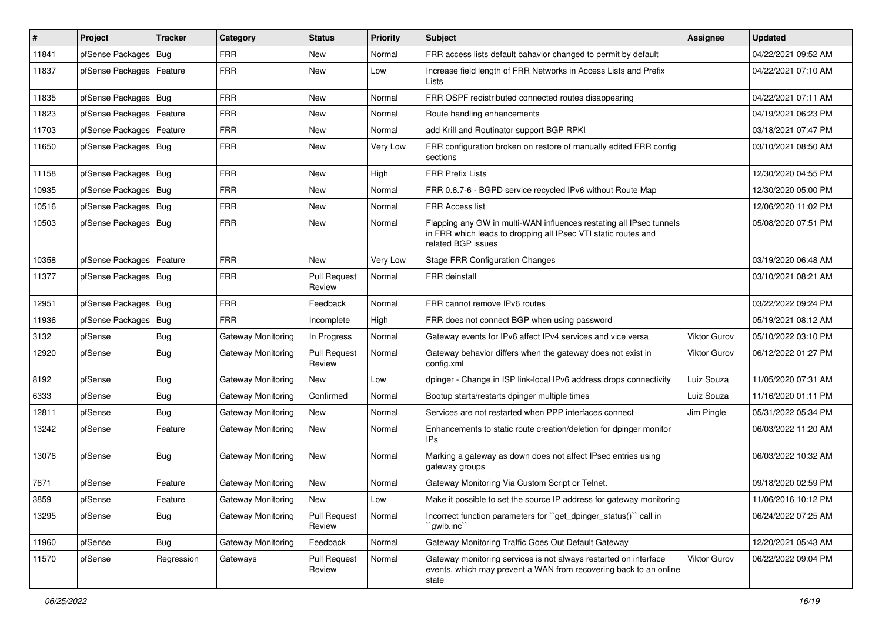| # | Project | Tracker | Category | Status | Priority | Subject | Assignee | Updated |
|---|---|---|---|---|---|---|---|---|
| 11841 | pfSense Packages | Bug | FRR | New | Normal | FRR access lists default bahavior changed to permit by default | | 04/22/2021 09:52 AM |
| 11837 | pfSense Packages | Feature | FRR | New | Low | Increase field length of FRR Networks in Access Lists and Prefix Lists | | 04/22/2021 07:10 AM |
| 11835 | pfSense Packages | Bug | FRR | New | Normal | FRR OSPF redistributed connected routes disappearing | | 04/22/2021 07:11 AM |
| 11823 | pfSense Packages | Feature | FRR | New | Normal | Route handling enhancements | | 04/19/2021 06:23 PM |
| 11703 | pfSense Packages | Feature | FRR | New | Normal | add Krill and Routinator support BGP RPKI | | 03/18/2021 07:47 PM |
| 11650 | pfSense Packages | Bug | FRR | New | Very Low | FRR configuration broken on restore of manually edited FRR config sections | | 03/10/2021 08:50 AM |
| 11158 | pfSense Packages | Bug | FRR | New | High | FRR Prefix Lists | | 12/30/2020 04:55 PM |
| 10935 | pfSense Packages | Bug | FRR | New | Normal | FRR 0.6.7-6 - BGPD service recycled IPv6 without Route Map | | 12/30/2020 05:00 PM |
| 10516 | pfSense Packages | Bug | FRR | New | Normal | FRR Access list | | 12/06/2020 11:02 PM |
| 10503 | pfSense Packages | Bug | FRR | New | Normal | Flapping any GW in multi-WAN influences restating all IPsec tunnels in FRR which leads to dropping all IPsec VTI static routes and related BGP issues | | 05/08/2020 07:51 PM |
| 10358 | pfSense Packages | Feature | FRR | New | Very Low | Stage FRR Configuration Changes | | 03/19/2020 06:48 AM |
| 11377 | pfSense Packages | Bug | FRR | Pull Request Review | Normal | FRR deinstall | | 03/10/2021 08:21 AM |
| 12951 | pfSense Packages | Bug | FRR | Feedback | Normal | FRR cannot remove IPv6 routes | | 03/22/2022 09:24 PM |
| 11936 | pfSense Packages | Bug | FRR | Incomplete | High | FRR does not connect BGP when using password | | 05/19/2021 08:12 AM |
| 3132 | pfSense | Bug | Gateway Monitoring | In Progress | Normal | Gateway events for IPv6 affect IPv4 services and vice versa | Viktor Gurov | 05/10/2022 03:10 PM |
| 12920 | pfSense | Bug | Gateway Monitoring | Pull Request Review | Normal | Gateway behavior differs when the gateway does not exist in config.xml | Viktor Gurov | 06/12/2022 01:27 PM |
| 8192 | pfSense | Bug | Gateway Monitoring | New | Low | dpinger - Change in ISP link-local IPv6 address drops connectivity | Luiz Souza | 11/05/2020 07:31 AM |
| 6333 | pfSense | Bug | Gateway Monitoring | Confirmed | Normal | Bootup starts/restarts dpinger multiple times | Luiz Souza | 11/16/2020 01:11 PM |
| 12811 | pfSense | Bug | Gateway Monitoring | New | Normal | Services are not restarted when PPP interfaces connect | Jim Pingle | 05/31/2022 05:34 PM |
| 13242 | pfSense | Feature | Gateway Monitoring | New | Normal | Enhancements to static route creation/deletion for dpinger monitor IPs | | 06/03/2022 11:20 AM |
| 13076 | pfSense | Bug | Gateway Monitoring | New | Normal | Marking a gateway as down does not affect IPsec entries using gateway groups | | 06/03/2022 10:32 AM |
| 7671 | pfSense | Feature | Gateway Monitoring | New | Normal | Gateway Monitoring Via Custom Script or Telnet. | | 09/18/2020 02:59 PM |
| 3859 | pfSense | Feature | Gateway Monitoring | New | Low | Make it possible to set the source IP address for gateway monitoring | | 11/06/2016 10:12 PM |
| 13295 | pfSense | Bug | Gateway Monitoring | Pull Request Review | Normal | Incorrect function parameters for ``get_dpinger_status()`` call in ``gwlb.inc`` | | 06/24/2022 07:25 AM |
| 11960 | pfSense | Bug | Gateway Monitoring | Feedback | Normal | Gateway Monitoring Traffic Goes Out Default Gateway | | 12/20/2021 05:43 AM |
| 11570 | pfSense | Regression | Gateways | Pull Request Review | Normal | Gateway monitoring services is not always restarted on interface events, which may prevent a WAN from recovering back to an online state | Viktor Gurov | 06/22/2022 09:04 PM |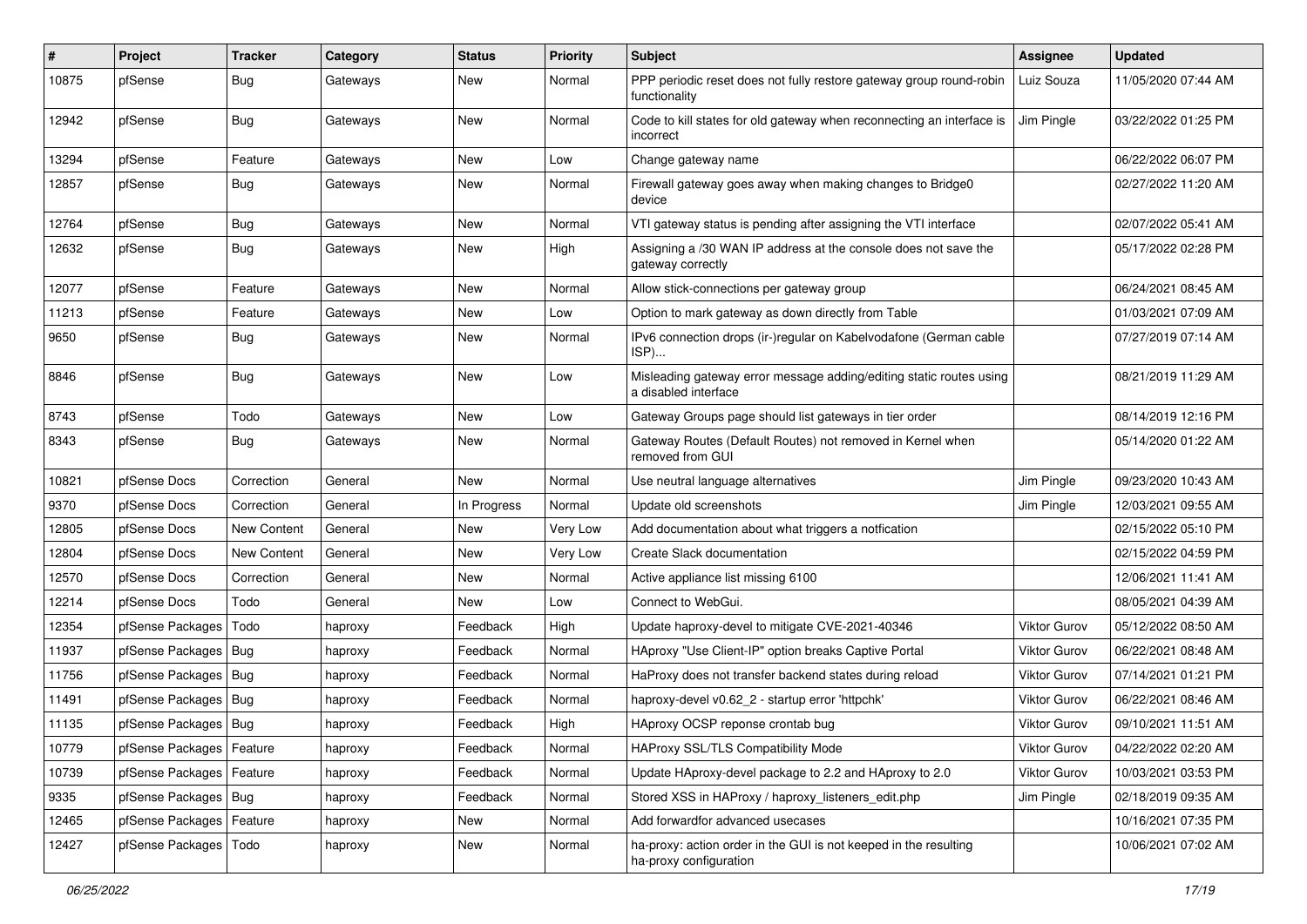| # | Project | Tracker | Category | Status | Priority | Subject | Assignee | Updated |
|---|---|---|---|---|---|---|---|---|
| 10875 | pfSense | Bug | Gateways | New | Normal | PPP periodic reset does not fully restore gateway group round-robin functionality | Luiz Souza | 11/05/2020 07:44 AM |
| 12942 | pfSense | Bug | Gateways | New | Normal | Code to kill states for old gateway when reconnecting an interface is incorrect | Jim Pingle | 03/22/2022 01:25 PM |
| 13294 | pfSense | Feature | Gateways | New | Low | Change gateway name | | 06/22/2022 06:07 PM |
| 12857 | pfSense | Bug | Gateways | New | Normal | Firewall gateway goes away when making changes to Bridge0 device | | 02/27/2022 11:20 AM |
| 12764 | pfSense | Bug | Gateways | New | Normal | VTI gateway status is pending after assigning the VTI interface | | 02/07/2022 05:41 AM |
| 12632 | pfSense | Bug | Gateways | New | High | Assigning a /30 WAN IP address at the console does not save the gateway correctly | | 05/17/2022 02:28 PM |
| 12077 | pfSense | Feature | Gateways | New | Normal | Allow stick-connections per gateway group | | 06/24/2021 08:45 AM |
| 11213 | pfSense | Feature | Gateways | New | Low | Option to mark gateway as down directly from Table | | 01/03/2021 07:09 AM |
| 9650 | pfSense | Bug | Gateways | New | Normal | IPv6 connection drops (ir-)regular on Kabelvodafone (German cable ISP)... | | 07/27/2019 07:14 AM |
| 8846 | pfSense | Bug | Gateways | New | Low | Misleading gateway error message adding/editing static routes using a disabled interface | | 08/21/2019 11:29 AM |
| 8743 | pfSense | Todo | Gateways | New | Low | Gateway Groups page should list gateways in tier order | | 08/14/2019 12:16 PM |
| 8343 | pfSense | Bug | Gateways | New | Normal | Gateway Routes (Default Routes) not removed in Kernel when removed from GUI | | 05/14/2020 01:22 AM |
| 10821 | pfSense Docs | Correction | General | New | Normal | Use neutral language alternatives | Jim Pingle | 09/23/2020 10:43 AM |
| 9370 | pfSense Docs | Correction | General | In Progress | Normal | Update old screenshots | Jim Pingle | 12/03/2021 09:55 AM |
| 12805 | pfSense Docs | New Content | General | New | Very Low | Add documentation about what triggers a notfication | | 02/15/2022 05:10 PM |
| 12804 | pfSense Docs | New Content | General | New | Very Low | Create Slack documentation | | 02/15/2022 04:59 PM |
| 12570 | pfSense Docs | Correction | General | New | Normal | Active appliance list missing 6100 | | 12/06/2021 11:41 AM |
| 12214 | pfSense Docs | Todo | General | New | Low | Connect to WebGui. | | 08/05/2021 04:39 AM |
| 12354 | pfSense Packages | Todo | haproxy | Feedback | High | Update haproxy-devel to mitigate CVE-2021-40346 | Viktor Gurov | 05/12/2022 08:50 AM |
| 11937 | pfSense Packages | Bug | haproxy | Feedback | Normal | HAproxy "Use Client-IP" option breaks Captive Portal | Viktor Gurov | 06/22/2021 08:48 AM |
| 11756 | pfSense Packages | Bug | haproxy | Feedback | Normal | HaProxy does not transfer backend states during reload | Viktor Gurov | 07/14/2021 01:21 PM |
| 11491 | pfSense Packages | Bug | haproxy | Feedback | Normal | haproxy-devel v0.62_2 - startup error 'httpchk' | Viktor Gurov | 06/22/2021 08:46 AM |
| 11135 | pfSense Packages | Bug | haproxy | Feedback | High | HAproxy OCSP reponse crontab bug | Viktor Gurov | 09/10/2021 11:51 AM |
| 10779 | pfSense Packages | Feature | haproxy | Feedback | Normal | HAProxy SSL/TLS Compatibility Mode | Viktor Gurov | 04/22/2022 02:20 AM |
| 10739 | pfSense Packages | Feature | haproxy | Feedback | Normal | Update HAproxy-devel package to 2.2 and HAproxy to 2.0 | Viktor Gurov | 10/03/2021 03:53 PM |
| 9335 | pfSense Packages | Bug | haproxy | Feedback | Normal | Stored XSS in HAProxy / haproxy_listeners_edit.php | Jim Pingle | 02/18/2019 09:35 AM |
| 12465 | pfSense Packages | Feature | haproxy | New | Normal | Add forwardfor advanced usecases | | 10/16/2021 07:35 PM |
| 12427 | pfSense Packages | Todo | haproxy | New | Normal | ha-proxy: action order in the GUI is not keeped in the resulting ha-proxy configuration | | 10/06/2021 07:02 AM |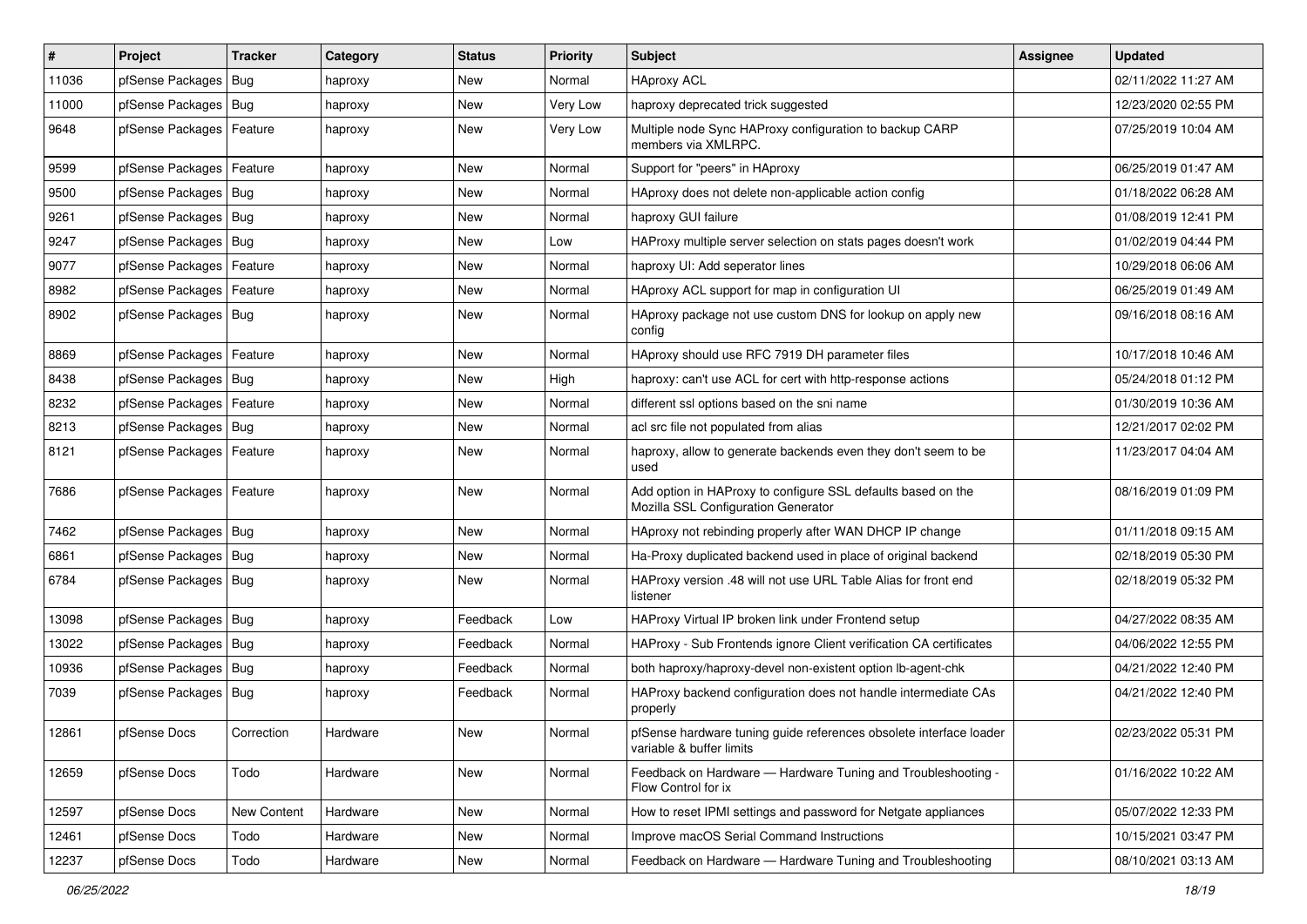| # | Project | Tracker | Category | Status | Priority | Subject | Assignee | Updated |
|---|---|---|---|---|---|---|---|---|
| 11036 | pfSense Packages | Bug | haproxy | New | Normal | HAproxy ACL | | 02/11/2022 11:27 AM |
| 11000 | pfSense Packages | Bug | haproxy | New | Very Low | haproxy deprecated trick suggested | | 12/23/2020 02:55 PM |
| 9648 | pfSense Packages | Feature | haproxy | New | Very Low | Multiple node Sync HAProxy configuration to backup CARP members via XMLRPC. | | 07/25/2019 10:04 AM |
| 9599 | pfSense Packages | Feature | haproxy | New | Normal | Support for "peers" in HAproxy | | 06/25/2019 01:47 AM |
| 9500 | pfSense Packages | Bug | haproxy | New | Normal | HAproxy does not delete non-applicable action config | | 01/18/2022 06:28 AM |
| 9261 | pfSense Packages | Bug | haproxy | New | Normal | haproxy GUI failure | | 01/08/2019 12:41 PM |
| 9247 | pfSense Packages | Bug | haproxy | New | Low | HAProxy multiple server selection on stats pages doesn't work | | 01/02/2019 04:44 PM |
| 9077 | pfSense Packages | Feature | haproxy | New | Normal | haproxy UI: Add seperator lines | | 10/29/2018 06:06 AM |
| 8982 | pfSense Packages | Feature | haproxy | New | Normal | HAproxy ACL support for map in configuration UI | | 06/25/2019 01:49 AM |
| 8902 | pfSense Packages | Bug | haproxy | New | Normal | HAproxy package not use custom DNS for lookup on apply new config | | 09/16/2018 08:16 AM |
| 8869 | pfSense Packages | Feature | haproxy | New | Normal | HAproxy should use RFC 7919 DH parameter files | | 10/17/2018 10:46 AM |
| 8438 | pfSense Packages | Bug | haproxy | New | High | haproxy: can't use ACL for cert with http-response actions | | 05/24/2018 01:12 PM |
| 8232 | pfSense Packages | Feature | haproxy | New | Normal | different ssl options based on the sni name | | 01/30/2019 10:36 AM |
| 8213 | pfSense Packages | Bug | haproxy | New | Normal | acl src file not populated from alias | | 12/21/2017 02:02 PM |
| 8121 | pfSense Packages | Feature | haproxy | New | Normal | haproxy, allow to generate backends even they don't seem to be used | | 11/23/2017 04:04 AM |
| 7686 | pfSense Packages | Feature | haproxy | New | Normal | Add option in HAProxy to configure SSL defaults based on the Mozilla SSL Configuration Generator | | 08/16/2019 01:09 PM |
| 7462 | pfSense Packages | Bug | haproxy | New | Normal | HAproxy not rebinding properly after WAN DHCP IP change | | 01/11/2018 09:15 AM |
| 6861 | pfSense Packages | Bug | haproxy | New | Normal | Ha-Proxy duplicated backend used in place of original backend | | 02/18/2019 05:30 PM |
| 6784 | pfSense Packages | Bug | haproxy | New | Normal | HAProxy version .48 will not use URL Table Alias for front end listener | | 02/18/2019 05:32 PM |
| 13098 | pfSense Packages | Bug | haproxy | Feedback | Low | HAProxy Virtual IP broken link under Frontend setup | | 04/27/2022 08:35 AM |
| 13022 | pfSense Packages | Bug | haproxy | Feedback | Normal | HAProxy - Sub Frontends ignore Client verification CA certificates | | 04/06/2022 12:55 PM |
| 10936 | pfSense Packages | Bug | haproxy | Feedback | Normal | both haproxy/haproxy-devel non-existent option lb-agent-chk | | 04/21/2022 12:40 PM |
| 7039 | pfSense Packages | Bug | haproxy | Feedback | Normal | HAProxy backend configuration does not handle intermediate CAs properly | | 04/21/2022 12:40 PM |
| 12861 | pfSense Docs | Correction | Hardware | New | Normal | pfSense hardware tuning guide references obsolete interface loader variable & buffer limits | | 02/23/2022 05:31 PM |
| 12659 | pfSense Docs | Todo | Hardware | New | Normal | Feedback on Hardware — Hardware Tuning and Troubleshooting - Flow Control for ix | | 01/16/2022 10:22 AM |
| 12597 | pfSense Docs | New Content | Hardware | New | Normal | How to reset IPMI settings and password for Netgate appliances | | 05/07/2022 12:33 PM |
| 12461 | pfSense Docs | Todo | Hardware | New | Normal | Improve macOS Serial Command Instructions | | 10/15/2021 03:47 PM |
| 12237 | pfSense Docs | Todo | Hardware | New | Normal | Feedback on Hardware — Hardware Tuning and Troubleshooting | | 08/10/2021 03:13 AM |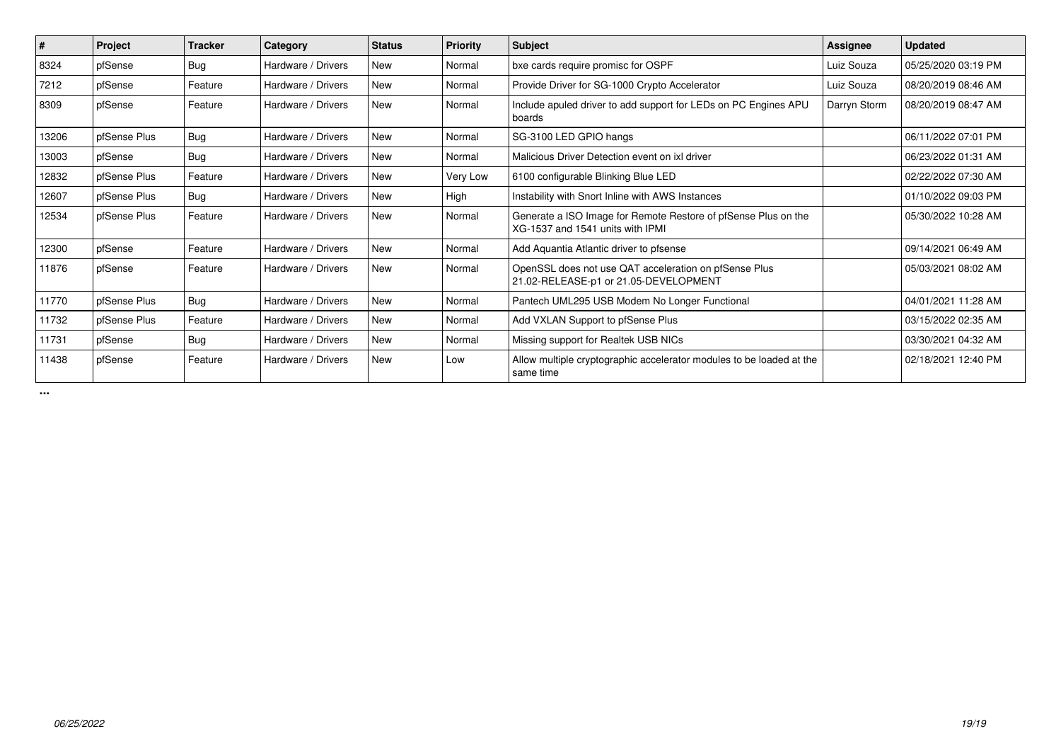| # | Project | Tracker | Category | Status | Priority | Subject | Assignee | Updated |
|---|---|---|---|---|---|---|---|---|
| 8324 | pfSense | Bug | Hardware / Drivers | New | Normal | bxe cards require promisc for OSPF | Luiz Souza | 05/25/2020 03:19 PM |
| 7212 | pfSense | Feature | Hardware / Drivers | New | Normal | Provide Driver for SG-1000 Crypto Accelerator | Luiz Souza | 08/20/2019 08:46 AM |
| 8309 | pfSense | Feature | Hardware / Drivers | New | Normal | Include apuled driver to add support for LEDs on PC Engines APU boards | Darryn Storm | 08/20/2019 08:47 AM |
| 13206 | pfSense Plus | Bug | Hardware / Drivers | New | Normal | SG-3100 LED GPIO hangs | | 06/11/2022 07:01 PM |
| 13003 | pfSense | Bug | Hardware / Drivers | New | Normal | Malicious Driver Detection event on ixl driver | | 06/23/2022 01:31 AM |
| 12832 | pfSense Plus | Feature | Hardware / Drivers | New | Very Low | 6100 configurable Blinking Blue LED | | 02/22/2022 07:30 AM |
| 12607 | pfSense Plus | Bug | Hardware / Drivers | New | High | Instability with Snort Inline with AWS Instances | | 01/10/2022 09:03 PM |
| 12534 | pfSense Plus | Feature | Hardware / Drivers | New | Normal | Generate a ISO Image for Remote Restore of pfSense Plus on the XG-1537 and 1541 units with IPMI | | 05/30/2022 10:28 AM |
| 12300 | pfSense | Feature | Hardware / Drivers | New | Normal | Add Aquantia Atlantic driver to pfsense | | 09/14/2021 06:49 AM |
| 11876 | pfSense | Feature | Hardware / Drivers | New | Normal | OpenSSL does not use QAT acceleration on pfSense Plus 21.02-RELEASE-p1 or 21.05-DEVELOPMENT | | 05/03/2021 08:02 AM |
| 11770 | pfSense Plus | Bug | Hardware / Drivers | New | Normal | Pantech UML295 USB Modem No Longer Functional | | 04/01/2021 11:28 AM |
| 11732 | pfSense Plus | Feature | Hardware / Drivers | New | Normal | Add VXLAN Support to pfSense Plus | | 03/15/2022 02:35 AM |
| 11731 | pfSense | Bug | Hardware / Drivers | New | Normal | Missing support for Realtek USB NICs | | 03/30/2021 04:32 AM |
| 11438 | pfSense | Feature | Hardware / Drivers | New | Low | Allow multiple cryptographic accelerator modules to be loaded at the same time | | 02/18/2021 12:40 PM |

...